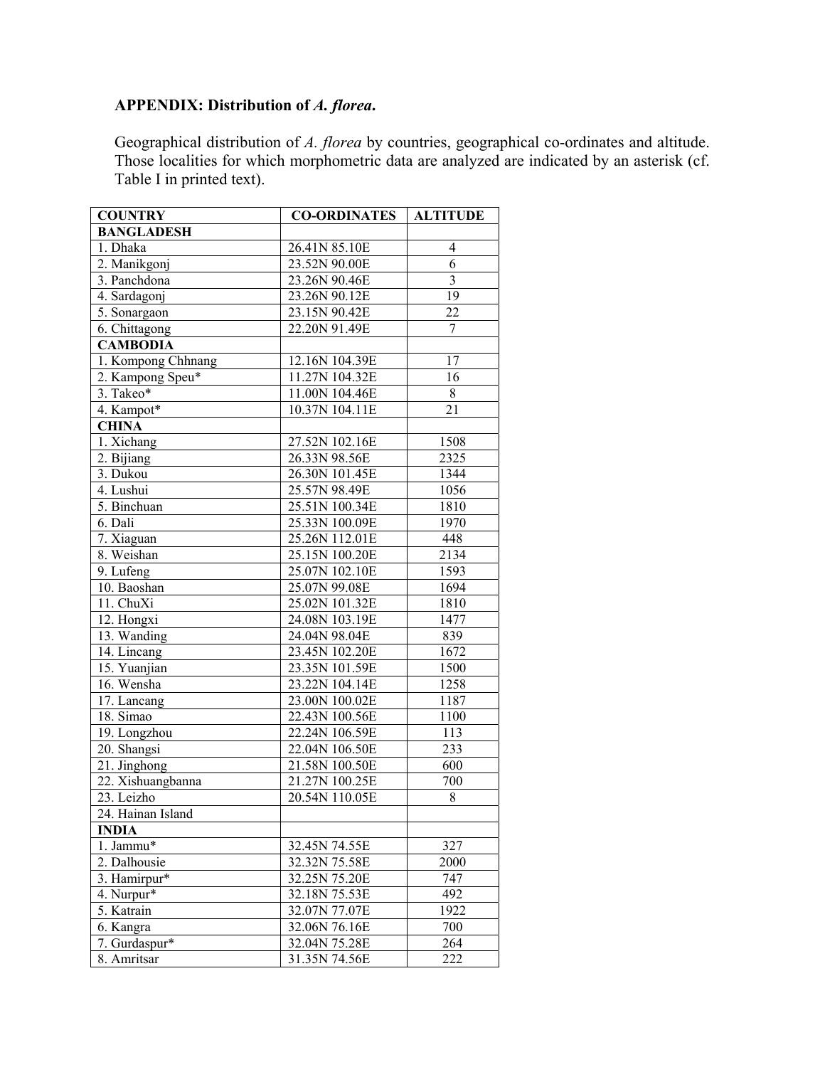**APPENDIX: Distribution of *A. florea*.**

Geographical distribution of *A. florea* by countries, geographical co-ordinates and altitude. Those localities for which morphometric data are analyzed are indicated by an asterisk (cf. Table I in printed text).

| COUNTRY | CO-ORDINATES | ALTITUDE |
|---|---|---|
| **BANGLADESH** | | |
| 1. Dhaka | 26.41N 85.10E | 4 |
| 2. Manikgonj | 23.52N 90.00E | 6 |
| 3. Panchdona | 23.26N 90.46E | 3 |
| 4. Sardagonj | 23.26N 90.12E | 19 |
| 5. Sonargaon | 23.15N 90.42E | 22 |
| 6. Chittagong | 22.20N 91.49E | 7 |
| **CAMBODIA** | | |
| 1. Kompong Chhnang | 12.16N 104.39E | 17 |
| 2. Kampong Speu* | 11.27N 104.32E | 16 |
| 3. Takeo* | 11.00N 104.46E | 8 |
| 4. Kampot* | 10.37N 104.11E | 21 |
| **CHINA** | | |
| 1. Xichang | 27.52N 102.16E | 1508 |
| 2. Bijiang | 26.33N 98.56E | 2325 |
| 3. Dukou | 26.30N 101.45E | 1344 |
| 4. Lushui | 25.57N 98.49E | 1056 |
| 5. Binchuan | 25.51N 100.34E | 1810 |
| 6. Dali | 25.33N 100.09E | 1970 |
| 7. Xiaguan | 25.26N 112.01E | 448 |
| 8. Weishan | 25.15N 100.20E | 2134 |
| 9. Lufeng | 25.07N 102.10E | 1593 |
| 10. Baoshan | 25.07N 99.08E | 1694 |
| 11. ChuXi | 25.02N 101.32E | 1810 |
| 12. Hongxi | 24.08N 103.19E | 1477 |
| 13. Wanding | 24.04N 98.04E | 839 |
| 14. Lincang | 23.45N 102.20E | 1672 |
| 15. Yuanjian | 23.35N 101.59E | 1500 |
| 16. Wensha | 23.22N 104.14E | 1258 |
| 17. Lancang | 23.00N 100.02E | 1187 |
| 18. Simao | 22.43N 100.56E | 1100 |
| 19. Longzhou | 22.24N 106.59E | 113 |
| 20. Shangsi | 22.04N 106.50E | 233 |
| 21. Jinghong | 21.58N 100.50E | 600 |
| 22. Xishuangbanna | 21.27N 100.25E | 700 |
| 23. Leizho | 20.54N 110.05E | 8 |
| 24. Hainan Island | | |
| **INDIA** | | |
| 1. Jammu* | 32.45N 74.55E | 327 |
| 2. Dalhousie | 32.32N 75.58E | 2000 |
| 3. Hamirpur* | 32.25N 75.20E | 747 |
| 4. Nurpur* | 32.18N 75.53E | 492 |
| 5. Katrain | 32.07N 77.07E | 1922 |
| 6. Kangra | 32.06N 76.16E | 700 |
| 7. Gurdaspur* | 32.04N 75.28E | 264 |
| 8. Amritsar | 31.35N 74.56E | 222 |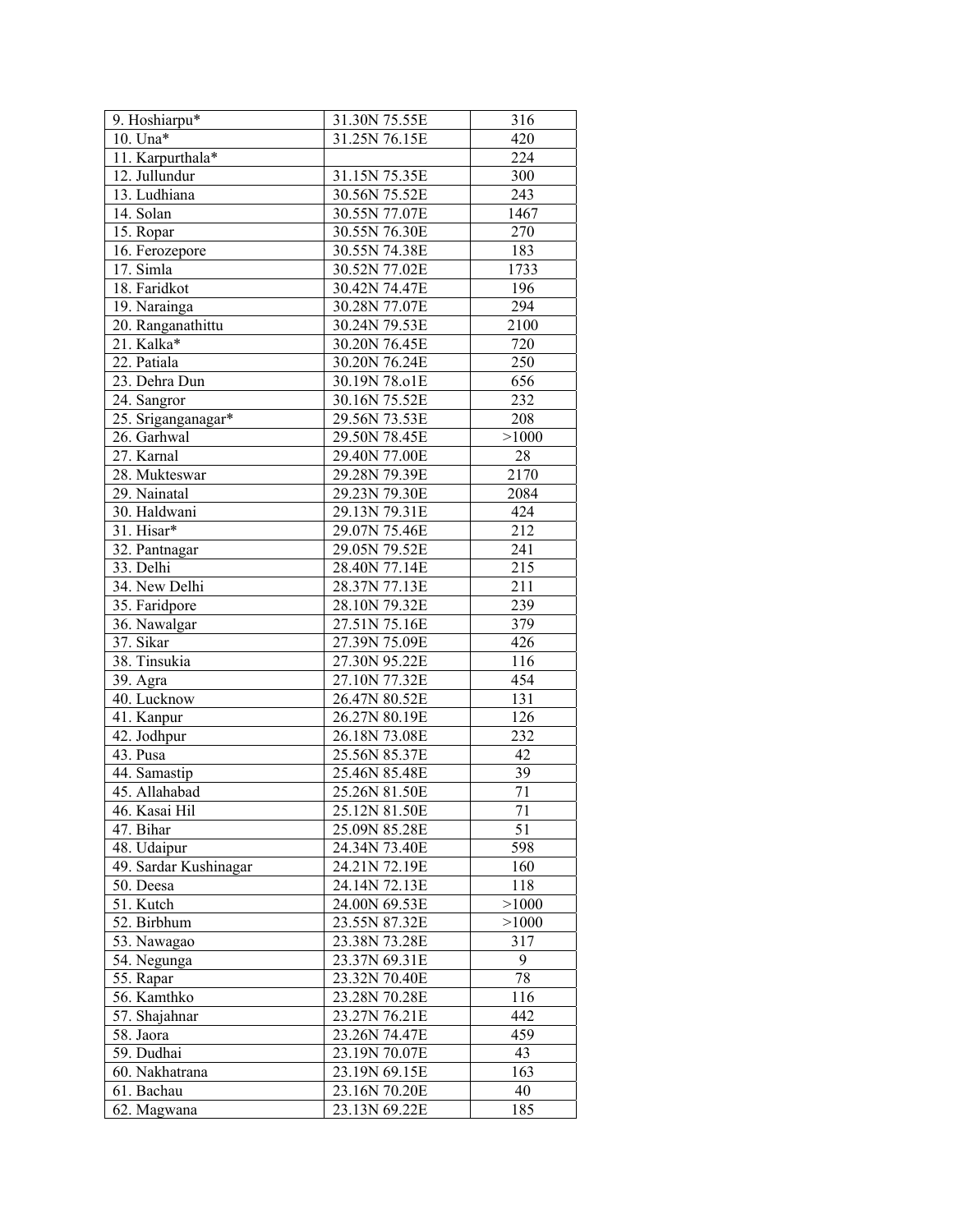| 9. Hoshiarpu* | 31.30N 75.55E | 316 |
|---|---|---|
| 10. Una* | 31.25N 76.15E | 420 |
| 11. Karpurthala* | | 224 |
| 12. Jullundur | 31.15N 75.35E | 300 |
| 13. Ludhiana | 30.56N 75.52E | 243 |
| 14. Solan | 30.55N 77.07E | 1467 |
| 15. Ropar | 30.55N 76.30E | 270 |
| 16. Ferozepore | 30.55N 74.38E | 183 |
| 17. Simla | 30.52N 77.02E | 1733 |
| 18. Faridkot | 30.42N 74.47E | 196 |
| 19. Narainga | 30.28N 77.07E | 294 |
| 20. Ranganathittu | 30.24N 79.53E | 2100 |
| 21. Kalka* | 30.20N 76.45E | 720 |
| 22. Patiala | 30.20N 76.24E | 250 |
| 23. Dehra Dun | 30.19N 78.o1E | 656 |
| 24. Sangror | 30.16N 75.52E | 232 |
| 25. Sriganganagar* | 29.56N 73.53E | 208 |
| 26. Garhwal | 29.50N 78.45E | >1000 |
| 27. Karnal | 29.40N 77.00E | 28 |
| 28. Mukteswar | 29.28N 79.39E | 2170 |
| 29. Nainatal | 29.23N 79.30E | 2084 |
| 30. Haldwani | 29.13N 79.31E | 424 |
| 31. Hisar* | 29.07N 75.46E | 212 |
| 32. Pantnagar | 29.05N 79.52E | 241 |
| 33. Delhi | 28.40N 77.14E | 215 |
| 34. New Delhi | 28.37N 77.13E | 211 |
| 35. Faridpore | 28.10N 79.32E | 239 |
| 36. Nawalgar | 27.51N 75.16E | 379 |
| 37. Sikar | 27.39N 75.09E | 426 |
| 38. Tinsukia | 27.30N 95.22E | 116 |
| 39. Agra | 27.10N 77.32E | 454 |
| 40. Lucknow | 26.47N 80.52E | 131 |
| 41. Kanpur | 26.27N 80.19E | 126 |
| 42. Jodhpur | 26.18N 73.08E | 232 |
| 43. Pusa | 25.56N 85.37E | 42 |
| 44. Samastip | 25.46N 85.48E | 39 |
| 45. Allahabad | 25.26N 81.50E | 71 |
| 46. Kasai Hil | 25.12N 81.50E | 71 |
| 47. Bihar | 25.09N 85.28E | 51 |
| 48. Udaipur | 24.34N 73.40E | 598 |
| 49. Sardar Kushinagar | 24.21N 72.19E | 160 |
| 50. Deesa | 24.14N 72.13E | 118 |
| 51. Kutch | 24.00N 69.53E | >1000 |
| 52. Birbhum | 23.55N 87.32E | >1000 |
| 53. Nawagao | 23.38N 73.28E | 317 |
| 54. Negunga | 23.37N 69.31E | 9 |
| 55. Rapar | 23.32N 70.40E | 78 |
| 56. Kamthko | 23.28N 70.28E | 116 |
| 57. Shajahnar | 23.27N 76.21E | 442 |
| 58. Jaora | 23.26N 74.47E | 459 |
| 59. Dudhai | 23.19N 70.07E | 43 |
| 60. Nakhatrana | 23.19N 69.15E | 163 |
| 61. Bachau | 23.16N 70.20E | 40 |
| 62. Magwana | 23.13N 69.22E | 185 |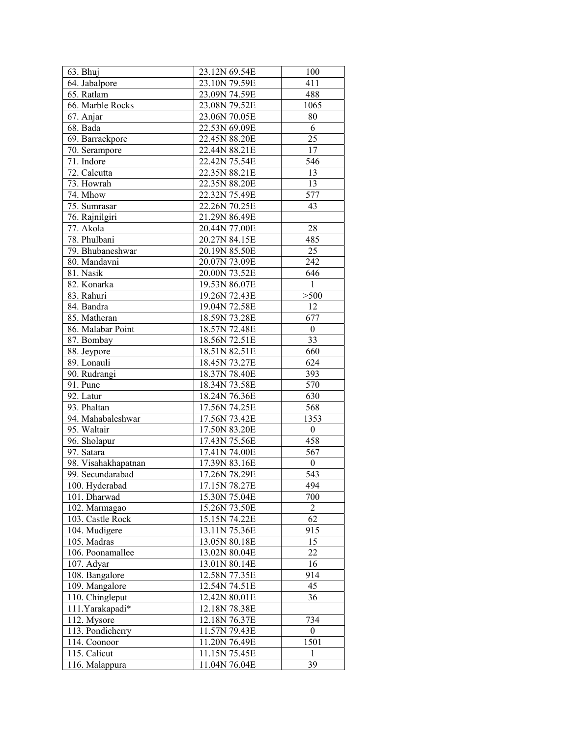| 63. Bhuj | 23.12N 69.54E | 100 |
|---|---|---|
| 64. Jabalpore | 23.10N 79.59E | 411 |
| 65. Ratlam | 23.09N 74.59E | 488 |
| 66. Marble Rocks | 23.08N 79.52E | 1065 |
| 67. Anjar | 23.06N 70.05E | 80 |
| 68. Bada | 22.53N 69.09E | 6 |
| 69. Barrackpore | 22.45N 88.20E | 25 |
| 70. Serampore | 22.44N 88.21E | 17 |
| 71. Indore | 22.42N 75.54E | 546 |
| 72. Calcutta | 22.35N 88.21E | 13 |
| 73. Howrah | 22.35N 88.20E | 13 |
| 74. Mhow | 22.32N 75.49E | 577 |
| 75. Sumrasar | 22.26N 70.25E | 43 |
| 76. Rajnilgiri | 21.29N 86.49E | |
| 77. Akola | 20.44N 77.00E | 28 |
| 78. Phulbani | 20.27N 84.15E | 485 |
| 79. Bhubaneshwar | 20.19N 85.50E | 25 |
| 80. Mandavni | 20.07N 73.09E | 242 |
| 81. Nasik | 20.00N 73.52E | 646 |
| 82. Konarka | 19.53N 86.07E | 1 |
| 83. Rahuri | 19.26N 72.43E | >500 |
| 84. Bandra | 19.04N 72.58E | 12 |
| 85. Matheran | 18.59N 73.28E | 677 |
| 86. Malabar Point | 18.57N 72.48E | 0 |
| 87. Bombay | 18.56N 72.51E | 33 |
| 88. Jeypore | 18.51N 82.51E | 660 |
| 89. Lonauli | 18.45N 73.27E | 624 |
| 90. Rudrangi | 18.37N 78.40E | 393 |
| 91. Pune | 18.34N 73.58E | 570 |
| 92. Latur | 18.24N 76.36E | 630 |
| 93. Phaltan | 17.56N 74.25E | 568 |
| 94. Mahabaleshwar | 17.56N 73.42E | 1353 |
| 95. Waltair | 17.50N 83.20E | 0 |
| 96. Sholapur | 17.43N 75.56E | 458 |
| 97. Satara | 17.41N 74.00E | 567 |
| 98. Visahakhapatnan | 17.39N 83.16E | 0 |
| 99. Secundarabad | 17.26N 78.29E | 543 |
| 100. Hyderabad | 17.15N 78.27E | 494 |
| 101. Dharwad | 15.30N 75.04E | 700 |
| 102. Marmagao | 15.26N 73.50E | 2 |
| 103. Castle Rock | 15.15N 74.22E | 62 |
| 104. Mudigere | 13.11N 75.36E | 915 |
| 105. Madras | 13.05N 80.18E | 15 |
| 106. Poonamallee | 13.02N 80.04E | 22 |
| 107. Adyar | 13.01N 80.14E | 16 |
| 108. Bangalore | 12.58N 77.35E | 914 |
| 109. Mangalore | 12.54N 74.51E | 45 |
| 110. Chingleput | 12.42N 80.01E | 36 |
| 111.Yarakapadi* | 12.18N 78.38E | |
| 112. Mysore | 12.18N 76.37E | 734 |
| 113. Pondicherry | 11.57N 79.43E | 0 |
| 114. Coonoor | 11.20N 76.49E | 1501 |
| 115. Calicut | 11.15N 75.45E | 1 |
| 116. Malappura | 11.04N 76.04E | 39 |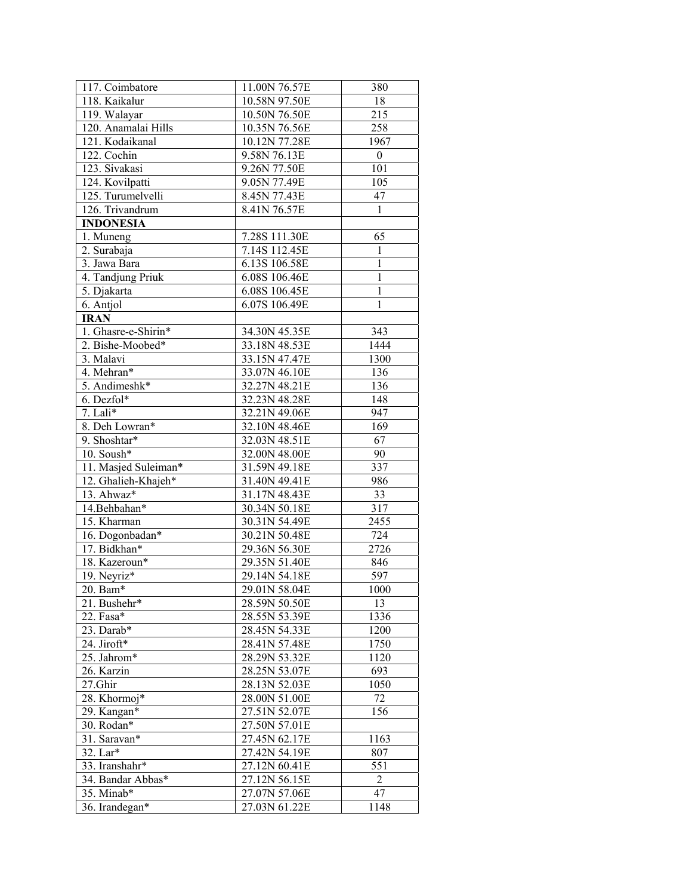| 117. Coimbatore | 11.00N 76.57E | 380 |
|---|---|---|
| 118. Kaikalur | 10.58N 97.50E | 18 |
| 119. Walayar | 10.50N 76.50E | 215 |
| 120. Anamalai Hills | 10.35N 76.56E | 258 |
| 121. Kodaikanal | 10.12N 77.28E | 1967 |
| 122. Cochin | 9.58N 76.13E | 0 |
| 123. Sivakasi | 9.26N 77.50E | 101 |
| 124. Kovilpatti | 9.05N 77.49E | 105 |
| 125. Turumelvelli | 8.45N 77.43E | 47 |
| 126. Trivandrum | 8.41N 76.57E | 1 |
| **INDONESIA** | | |
| 1. Muneng | 7.28S 111.30E | 65 |
| 2. Surabaja | 7.14S 112.45E | 1 |
| 3. Jawa Bara | 6.13S 106.58E | 1 |
| 4. Tandjung Priuk | 6.08S 106.46E | 1 |
| 5. Djakarta | 6.08S 106.45E | 1 |
| 6. Antjol | 6.07S 106.49E | 1 |
| **IRAN** | | |
| 1. Ghasre-e-Shirin* | 34.30N 45.35E | 343 |
| 2. Bishe-Moobed* | 33.18N 48.53E | 1444 |
| 3. Malavi | 33.15N 47.47E | 1300 |
| 4. Mehran* | 33.07N 46.10E | 136 |
| 5. Andimeshk* | 32.27N 48.21E | 136 |
| 6. Dezfol* | 32.23N 48.28E | 148 |
| 7. Lali* | 32.21N 49.06E | 947 |
| 8. Deh Lowran* | 32.10N 48.46E | 169 |
| 9. Shoshtar* | 32.03N 48.51E | 67 |
| 10. Soush* | 32.00N 48.00E | 90 |
| 11. Masjed Suleiman* | 31.59N 49.18E | 337 |
| 12. Ghalieh-Khajeh* | 31.40N 49.41E | 986 |
| 13. Ahwaz* | 31.17N 48.43E | 33 |
| 14.Behbahan* | 30.34N 50.18E | 317 |
| 15. Kharman | 30.31N 54.49E | 2455 |
| 16. Dogonbadan* | 30.21N 50.48E | 724 |
| 17. Bidkhan* | 29.36N 56.30E | 2726 |
| 18. Kazeroun* | 29.35N 51.40E | 846 |
| 19. Neyriz* | 29.14N 54.18E | 597 |
| 20. Bam* | 29.01N 58.04E | 1000 |
| 21. Bushehr* | 28.59N 50.50E | 13 |
| 22. Fasa* | 28.55N 53.39E | 1336 |
| 23. Darab* | 28.45N 54.33E | 1200 |
| 24. Jiroft* | 28.41N 57.48E | 1750 |
| 25. Jahrom* | 28.29N 53.32E | 1120 |
| 26. Karzin | 28.25N 53.07E | 693 |
| 27.Ghir | 28.13N 52.03E | 1050 |
| 28. Khormoj* | 28.00N 51.00E | 72 |
| 29. Kangan* | 27.51N 52.07E | 156 |
| 30. Rodan* | 27.50N 57.01E | |
| 31. Saravan* | 27.45N 62.17E | 1163 |
| 32. Lar* | 27.42N 54.19E | 807 |
| 33. Iranshahr* | 27.12N 60.41E | 551 |
| 34. Bandar Abbas* | 27.12N 56.15E | 2 |
| 35. Minab* | 27.07N 57.06E | 47 |
| 36. Irandegan* | 27.03N 61.22E | 1148 |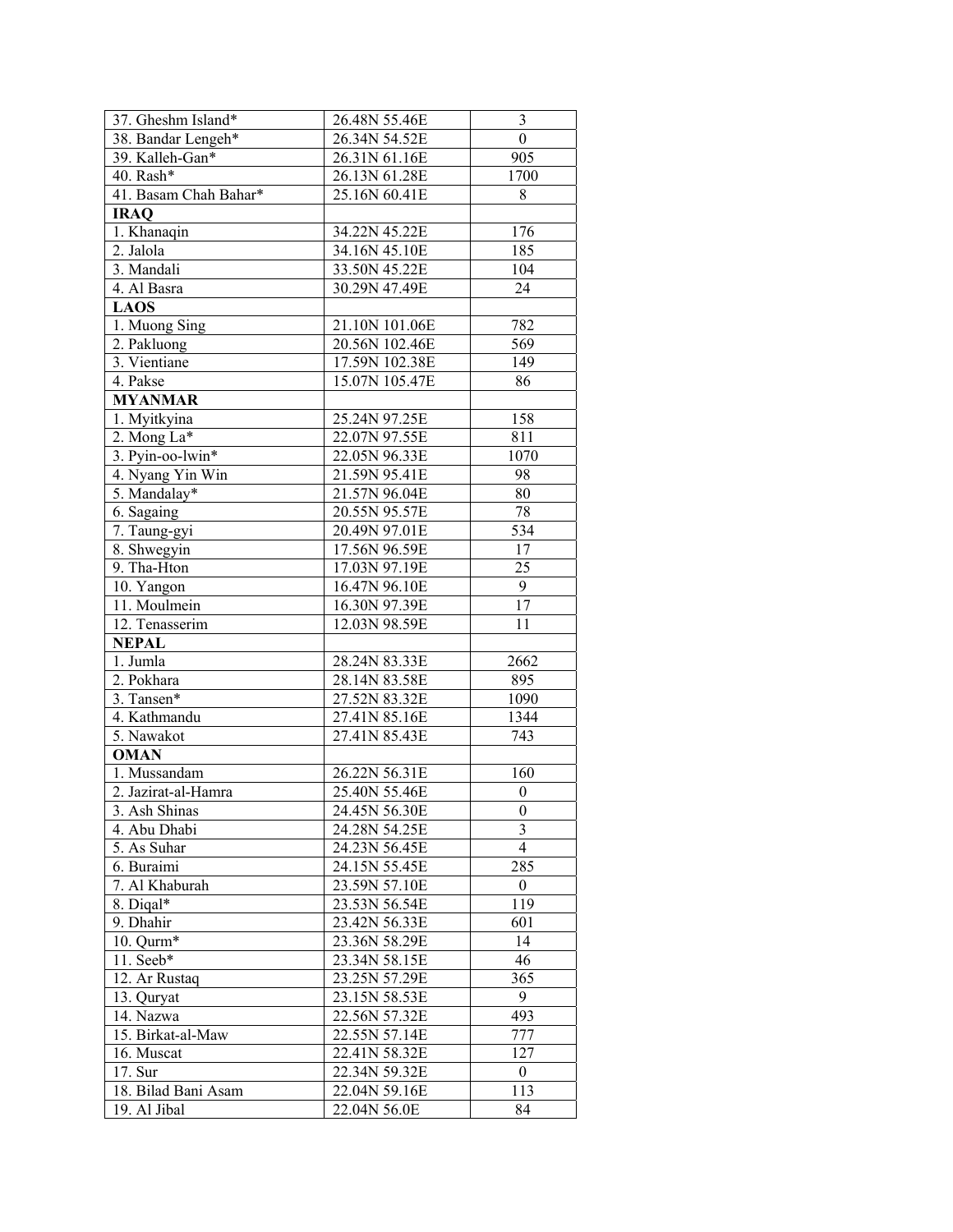| | | |
|---|---|---|
| 37. Gheshm Island* | 26.48N 55.46E | 3 |
| 38. Bandar Lengeh* | 26.34N 54.52E | 0 |
| 39. Kalleh-Gan* | 26.31N 61.16E | 905 |
| 40. Rash* | 26.13N 61.28E | 1700 |
| 41. Basam Chah Bahar* | 25.16N 60.41E | 8 |
| **IRAQ** | | |
| 1. Khanaqin | 34.22N 45.22E | 176 |
| 2. Jalola | 34.16N 45.10E | 185 |
| 3. Mandali | 33.50N 45.22E | 104 |
| 4. Al Basra | 30.29N 47.49E | 24 |
| **LAOS** | | |
| 1. Muong Sing | 21.10N 101.06E | 782 |
| 2. Pakluong | 20.56N 102.46E | 569 |
| 3. Vientiane | 17.59N 102.38E | 149 |
| 4. Pakse | 15.07N 105.47E | 86 |
| **MYANMAR** | | |
| 1. Myitkyina | 25.24N 97.25E | 158 |
| 2. Mong La* | 22.07N 97.55E | 811 |
| 3. Pyin-oo-lwin* | 22.05N 96.33E | 1070 |
| 4. Nyang Yin Win | 21.59N 95.41E | 98 |
| 5. Mandalay* | 21.57N 96.04E | 80 |
| 6. Sagaing | 20.55N 95.57E | 78 |
| 7. Taung-gyi | 20.49N 97.01E | 534 |
| 8. Shwegyin | 17.56N 96.59E | 17 |
| 9. Tha-Hton | 17.03N 97.19E | 25 |
| 10. Yangon | 16.47N 96.10E | 9 |
| 11. Moulmein | 16.30N 97.39E | 17 |
| 12. Tenasserim | 12.03N 98.59E | 11 |
| **NEPAL** | | |
| 1. Jumla | 28.24N 83.33E | 2662 |
| 2. Pokhara | 28.14N 83.58E | 895 |
| 3. Tansen* | 27.52N 83.32E | 1090 |
| 4. Kathmandu | 27.41N 85.16E | 1344 |
| 5. Nawakot | 27.41N 85.43E | 743 |
| **OMAN** | | |
| 1. Mussandam | 26.22N 56.31E | 160 |
| 2. Jazirat-al-Hamra | 25.40N 55.46E | 0 |
| 3. Ash Shinas | 24.45N 56.30E | 0 |
| 4. Abu Dhabi | 24.28N 54.25E | 3 |
| 5. As Suhar | 24.23N 56.45E | 4 |
| 6. Buraimi | 24.15N 55.45E | 285 |
| 7. Al Khaburah | 23.59N 57.10E | 0 |
| 8. Diqal* | 23.53N 56.54E | 119 |
| 9. Dhahir | 23.42N 56.33E | 601 |
| 10. Qurm* | 23.36N 58.29E | 14 |
| 11. Seeb* | 23.34N 58.15E | 46 |
| 12. Ar Rustaq | 23.25N 57.29E | 365 |
| 13. Quryat | 23.15N 58.53E | 9 |
| 14. Nazwa | 22.56N 57.32E | 493 |
| 15. Birkat-al-Maw | 22.55N 57.14E | 777 |
| 16. Muscat | 22.41N 58.32E | 127 |
| 17. Sur | 22.34N 59.32E | 0 |
| 18. Bilad Bani Asam | 22.04N 59.16E | 113 |
| 19. Al Jibal | 22.04N 56.0E | 84 |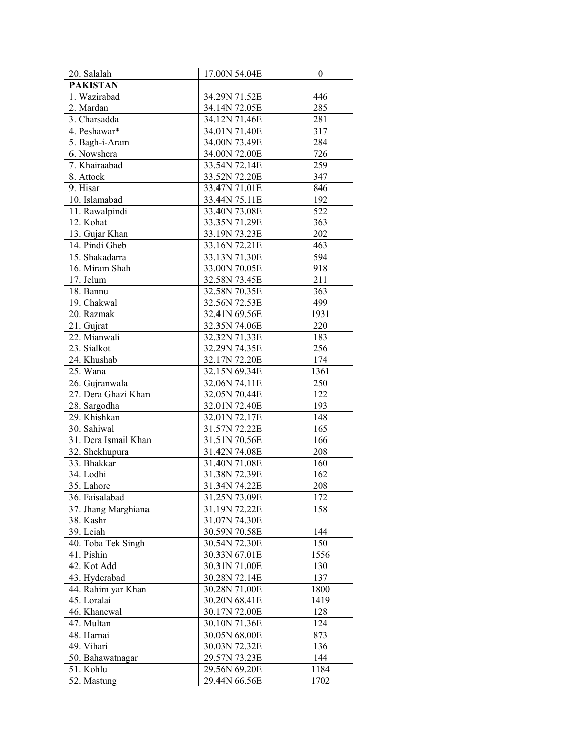| 20. Salalah | 17.00N 54.04E | 0 |
|---|---|---|
| **PAKISTAN** | | |
| 1. Wazirabad | 34.29N 71.52E | 446 |
| 2. Mardan | 34.14N 72.05E | 285 |
| 3. Charsadda | 34.12N 71.46E | 281 |
| 4. Peshawar* | 34.01N 71.40E | 317 |
| 5. Bagh-i-Aram | 34.00N 73.49E | 284 |
| 6. Nowshera | 34.00N 72.00E | 726 |
| 7. Khairaabad | 33.54N 72.14E | 259 |
| 8. Attock | 33.52N 72.20E | 347 |
| 9. Hisar | 33.47N 71.01E | 846 |
| 10. Islamabad | 33.44N 75.11E | 192 |
| 11. Rawalpindi | 33.40N 73.08E | 522 |
| 12. Kohat | 33.35N 71.29E | 363 |
| 13. Gujar Khan | 33.19N 73.23E | 202 |
| 14. Pindi Gheb | 33.16N 72.21E | 463 |
| 15. Shakadarra | 33.13N 71.30E | 594 |
| 16. Miram Shah | 33.00N 70.05E | 918 |
| 17. Jelum | 32.58N 73.45E | 211 |
| 18. Bannu | 32.58N 70.35E | 363 |
| 19. Chakwal | 32.56N 72.53E | 499 |
| 20. Razmak | 32.41N 69.56E | 1931 |
| 21. Gujrat | 32.35N 74.06E | 220 |
| 22. Mianwali | 32.32N 71.33E | 183 |
| 23. Sialkot | 32.29N 74.35E | 256 |
| 24. Khushab | 32.17N 72.20E | 174 |
| 25. Wana | 32.15N 69.34E | 1361 |
| 26. Gujranwala | 32.06N 74.11E | 250 |
| 27. Dera Ghazi Khan | 32.05N 70.44E | 122 |
| 28. Sargodha | 32.01N 72.40E | 193 |
| 29. Khishkan | 32.01N 72.17E | 148 |
| 30. Sahiwal | 31.57N 72.22E | 165 |
| 31. Dera Ismail Khan | 31.51N 70.56E | 166 |
| 32. Shekhupura | 31.42N 74.08E | 208 |
| 33. Bhakkar | 31.40N 71.08E | 160 |
| 34. Lodhi | 31.38N 72.39E | 162 |
| 35. Lahore | 31.34N 74.22E | 208 |
| 36. Faisalabad | 31.25N 73.09E | 172 |
| 37. Jhang Marghiana | 31.19N 72.22E | 158 |
| 38. Kashr | 31.07N 74.30E | |
| 39. Leiah | 30.59N 70.58E | 144 |
| 40. Toba Tek Singh | 30.54N 72.30E | 150 |
| 41. Pishin | 30.33N 67.01E | 1556 |
| 42. Kot Add | 30.31N 71.00E | 130 |
| 43. Hyderabad | 30.28N 72.14E | 137 |
| 44. Rahim yar Khan | 30.28N 71.00E | 1800 |
| 45. Loralai | 30.20N 68.41E | 1419 |
| 46. Khanewal | 30.17N 72.00E | 128 |
| 47. Multan | 30.10N 71.36E | 124 |
| 48. Harnai | 30.05N 68.00E | 873 |
| 49. Vihari | 30.03N 72.32E | 136 |
| 50. Bahawatnagar | 29.57N 73.23E | 144 |
| 51. Kohlu | 29.56N 69.20E | 1184 |
| 52. Mastung | 29.44N 66.56E | 1702 |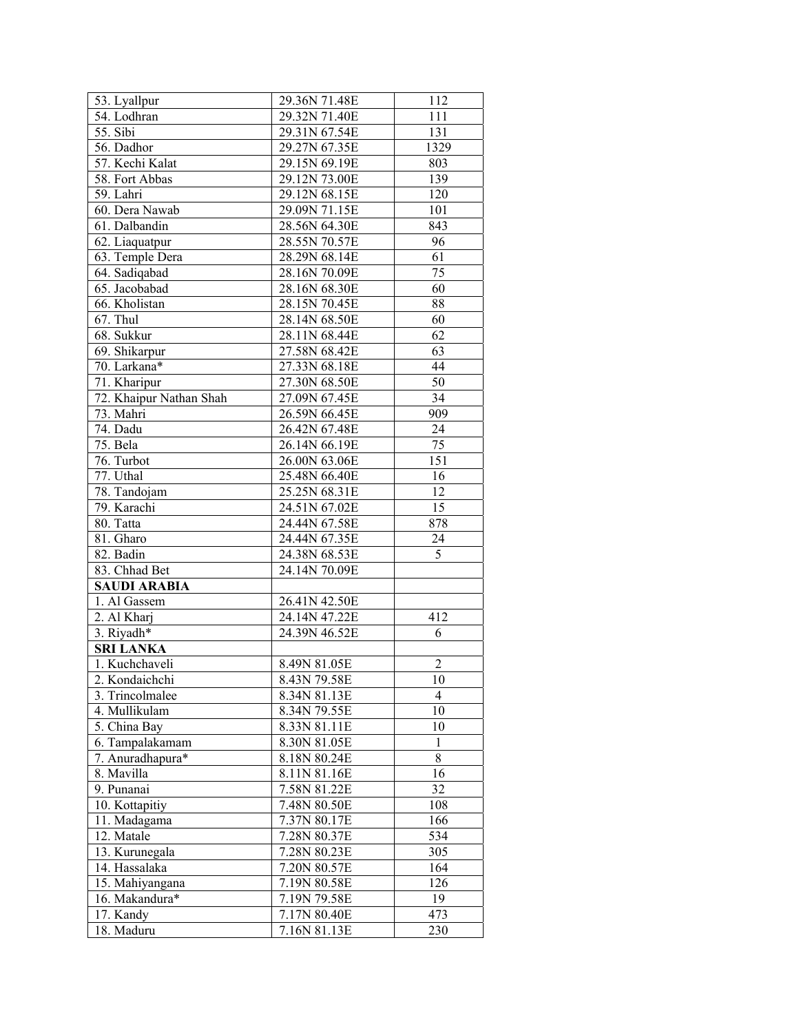| | | |
|---|---|---|
| 53. Lyallpur | 29.36N 71.48E | 112 |
| 54. Lodhran | 29.32N 71.40E | 111 |
| 55. Sibi | 29.31N 67.54E | 131 |
| 56. Dadhor | 29.27N 67.35E | 1329 |
| 57. Kechi Kalat | 29.15N 69.19E | 803 |
| 58. Fort Abbas | 29.12N 73.00E | 139 |
| 59. Lahri | 29.12N 68.15E | 120 |
| 60. Dera Nawab | 29.09N 71.15E | 101 |
| 61. Dalbandin | 28.56N 64.30E | 843 |
| 62. Liaquatpur | 28.55N 70.57E | 96 |
| 63. Temple Dera | 28.29N 68.14E | 61 |
| 64. Sadiqabad | 28.16N 70.09E | 75 |
| 65. Jacobabad | 28.16N 68.30E | 60 |
| 66. Kholistan | 28.15N 70.45E | 88 |
| 67. Thul | 28.14N 68.50E | 60 |
| 68. Sukkur | 28.11N 68.44E | 62 |
| 69. Shikarpur | 27.58N 68.42E | 63 |
| 70. Larkana* | 27.33N 68.18E | 44 |
| 71. Kharipur | 27.30N 68.50E | 50 |
| 72. Khaipur Nathan Shah | 27.09N 67.45E | 34 |
| 73. Mahri | 26.59N 66.45E | 909 |
| 74. Dadu | 26.42N 67.48E | 24 |
| 75. Bela | 26.14N 66.19E | 75 |
| 76. Turbot | 26.00N 63.06E | 151 |
| 77. Uthal | 25.48N 66.40E | 16 |
| 78. Tandojam | 25.25N 68.31E | 12 |
| 79. Karachi | 24.51N 67.02E | 15 |
| 80. Tatta | 24.44N 67.58E | 878 |
| 81. Gharo | 24.44N 67.35E | 24 |
| 82. Badin | 24.38N 68.53E | 5 |
| 83. Chhad Bet | 24.14N 70.09E | |
| **SAUDI ARABIA** | | |
| 1. Al Gassem | 26.41N 42.50E | |
| 2. Al Kharj | 24.14N 47.22E | 412 |
| 3. Riyadh* | 24.39N 46.52E | 6 |
| **SRI LANKA** | | |
| 1. Kuchchaveli | 8.49N 81.05E | 2 |
| 2. Kondaichchi | 8.43N 79.58E | 10 |
| 3. Trincolmalee | 8.34N 81.13E | 4 |
| 4. Mullikulam | 8.34N 79.55E | 10 |
| 5. China Bay | 8.33N 81.11E | 10 |
| 6. Tampalakamam | 8.30N 81.05E | 1 |
| 7. Anuradhapura* | 8.18N 80.24E | 8 |
| 8. Mavilla | 8.11N 81.16E | 16 |
| 9. Punanai | 7.58N 81.22E | 32 |
| 10. Kottapitiy | 7.48N 80.50E | 108 |
| 11. Madagama | 7.37N 80.17E | 166 |
| 12. Matale | 7.28N 80.37E | 534 |
| 13. Kurunegala | 7.28N 80.23E | 305 |
| 14. Hassalaka | 7.20N 80.57E | 164 |
| 15. Mahiyangana | 7.19N 80.58E | 126 |
| 16. Makandura* | 7.19N 79.58E | 19 |
| 17. Kandy | 7.17N 80.40E | 473 |
| 18. Maduru | 7.16N 81.13E | 230 |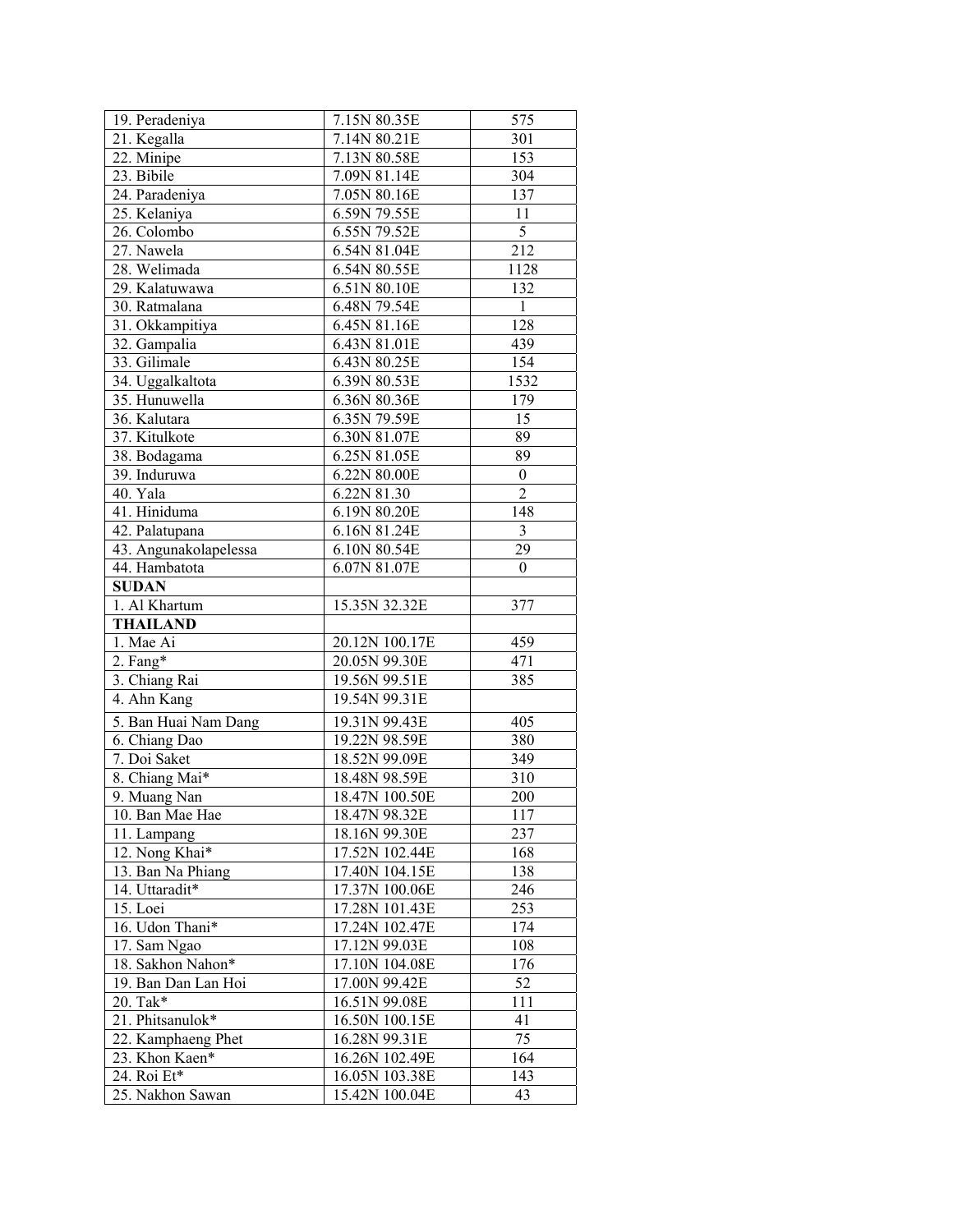| 19. Peradeniya | 7.15N 80.35E | 575 |
|---|---|---|
| 21. Kegalla | 7.14N 80.21E | 301 |
| 22. Minipe | 7.13N 80.58E | 153 |
| 23. Bibile | 7.09N 81.14E | 304 |
| 24. Paradeniya | 7.05N 80.16E | 137 |
| 25. Kelaniya | 6.59N 79.55E | 11 |
| 26. Colombo | 6.55N 79.52E | 5 |
| 27. Nawela | 6.54N 81.04E | 212 |
| 28. Welimada | 6.54N 80.55E | 1128 |
| 29. Kalatuwawa | 6.51N 80.10E | 132 |
| 30. Ratmalana | 6.48N 79.54E | 1 |
| 31. Okkampitiya | 6.45N 81.16E | 128 |
| 32. Gampalia | 6.43N 81.01E | 439 |
| 33. Gilimale | 6.43N 80.25E | 154 |
| 34. Uggalkaltota | 6.39N 80.53E | 1532 |
| 35. Hunuwella | 6.36N 80.36E | 179 |
| 36. Kalutara | 6.35N 79.59E | 15 |
| 37. Kitulkote | 6.30N 81.07E | 89 |
| 38. Bodagama | 6.25N 81.05E | 89 |
| 39. Induruwa | 6.22N 80.00E | 0 |
| 40. Yala | 6.22N 81.30 | 2 |
| 41. Hiniduma | 6.19N 80.20E | 148 |
| 42. Palatupana | 6.16N 81.24E | 3 |
| 43. Angunakolapelessa | 6.10N 80.54E | 29 |
| 44. Hambatota | 6.07N 81.07E | 0 |
| **SUDAN** | | |
| 1. Al Khartum | 15.35N 32.32E | 377 |
| **THAILAND** | | |
| 1. Mae Ai | 20.12N 100.17E | 459 |
| 2. Fang* | 20.05N 99.30E | 471 |
| 3. Chiang Rai | 19.56N 99.51E | 385 |
| 4. Ahn Kang | 19.54N 99.31E | |
| 5. Ban Huai Nam Dang | 19.31N 99.43E | 405 |
| 6. Chiang Dao | 19.22N 98.59E | 380 |
| 7. Doi Saket | 18.52N 99.09E | 349 |
| 8. Chiang Mai* | 18.48N 98.59E | 310 |
| 9. Muang Nan | 18.47N 100.50E | 200 |
| 10. Ban Mae Hae | 18.47N 98.32E | 117 |
| 11. Lampang | 18.16N 99.30E | 237 |
| 12. Nong Khai* | 17.52N 102.44E | 168 |
| 13. Ban Na Phiang | 17.40N 104.15E | 138 |
| 14. Uttaradit* | 17.37N 100.06E | 246 |
| 15. Loei | 17.28N 101.43E | 253 |
| 16. Udon Thani* | 17.24N 102.47E | 174 |
| 17. Sam Ngao | 17.12N 99.03E | 108 |
| 18. Sakhon Nahon* | 17.10N 104.08E | 176 |
| 19. Ban Dan Lan Hoi | 17.00N 99.42E | 52 |
| 20. Tak* | 16.51N 99.08E | 111 |
| 21. Phitsanulok* | 16.50N 100.15E | 41 |
| 22. Kamphaeng Phet | 16.28N 99.31E | 75 |
| 23. Khon Kaen* | 16.26N 102.49E | 164 |
| 24. Roi Et* | 16.05N 103.38E | 143 |
| 25. Nakhon Sawan | 15.42N 100.04E | 43 |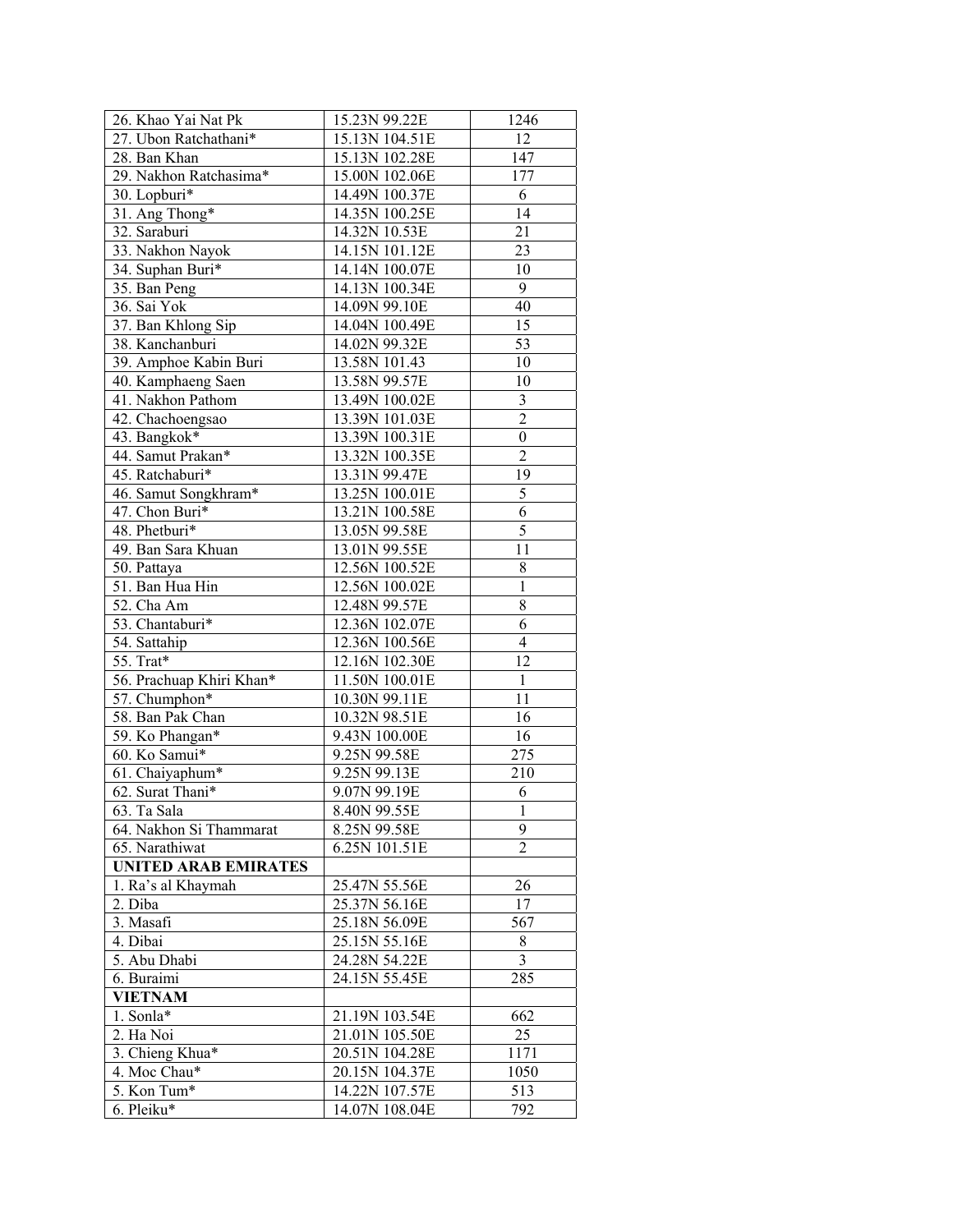| 26. Khao Yai Nat Pk | 15.23N 99.22E | 1246 |
|---|---|---|
| 27. Ubon Ratchathani* | 15.13N 104.51E | 12 |
| 28. Ban Khan | 15.13N 102.28E | 147 |
| 29. Nakhon Ratchasima* | 15.00N 102.06E | 177 |
| 30. Lopburi* | 14.49N 100.37E | 6 |
| 31. Ang Thong* | 14.35N 100.25E | 14 |
| 32. Saraburi | 14.32N 10.53E | 21 |
| 33. Nakhon Nayok | 14.15N 101.12E | 23 |
| 34. Suphan Buri* | 14.14N 100.07E | 10 |
| 35. Ban Peng | 14.13N 100.34E | 9 |
| 36. Sai Yok | 14.09N 99.10E | 40 |
| 37. Ban Khlong Sip | 14.04N 100.49E | 15 |
| 38. Kanchanburi | 14.02N 99.32E | 53 |
| 39. Amphoe Kabin Buri | 13.58N 101.43 | 10 |
| 40. Kamphaeng Saen | 13.58N 99.57E | 10 |
| 41. Nakhon Pathom | 13.49N 100.02E | 3 |
| 42. Chachoengsao | 13.39N 101.03E | 2 |
| 43. Bangkok* | 13.39N 100.31E | 0 |
| 44. Samut Prakan* | 13.32N 100.35E | 2 |
| 45. Ratchaburi* | 13.31N 99.47E | 19 |
| 46. Samut Songkhram* | 13.25N 100.01E | 5 |
| 47. Chon Buri* | 13.21N 100.58E | 6 |
| 48. Phetburi* | 13.05N 99.58E | 5 |
| 49. Ban Sara Khuan | 13.01N 99.55E | 11 |
| 50. Pattaya | 12.56N 100.52E | 8 |
| 51. Ban Hua Hin | 12.56N 100.02E | 1 |
| 52. Cha Am | 12.48N 99.57E | 8 |
| 53. Chantaburi* | 12.36N 102.07E | 6 |
| 54. Sattahip | 12.36N 100.56E | 4 |
| 55. Trat* | 12.16N 102.30E | 12 |
| 56. Prachuap Khiri Khan* | 11.50N 100.01E | 1 |
| 57. Chumphon* | 10.30N 99.11E | 11 |
| 58. Ban Pak Chan | 10.32N 98.51E | 16 |
| 59. Ko Phangan* | 9.43N 100.00E | 16 |
| 60. Ko Samui* | 9.25N 99.58E | 275 |
| 61. Chaiyaphum* | 9.25N 99.13E | 210 |
| 62. Surat Thani* | 9.07N 99.19E | 6 |
| 63. Ta Sala | 8.40N 99.55E | 1 |
| 64. Nakhon Si Thammarat | 8.25N 99.58E | 9 |
| 65. Narathiwat | 6.25N 101.51E | 2 |
| **UNITED ARAB EMIRATES** | | |
| 1. Ra's al Khaymah | 25.47N 55.56E | 26 |
| 2. Diba | 25.37N 56.16E | 17 |
| 3. Masafi | 25.18N 56.09E | 567 |
| 4. Dibai | 25.15N 55.16E | 8 |
| 5. Abu Dhabi | 24.28N 54.22E | 3 |
| 6. Buraimi | 24.15N 55.45E | 285 |
| **VIETNAM** | | |
| 1. Sonla* | 21.19N 103.54E | 662 |
| 2. Ha Noi | 21.01N 105.50E | 25 |
| 3. Chieng Khua* | 20.51N 104.28E | 1171 |
| 4. Moc Chau* | 20.15N 104.37E | 1050 |
| 5. Kon Tum* | 14.22N 107.57E | 513 |
| 6. Pleiku* | 14.07N 108.04E | 792 |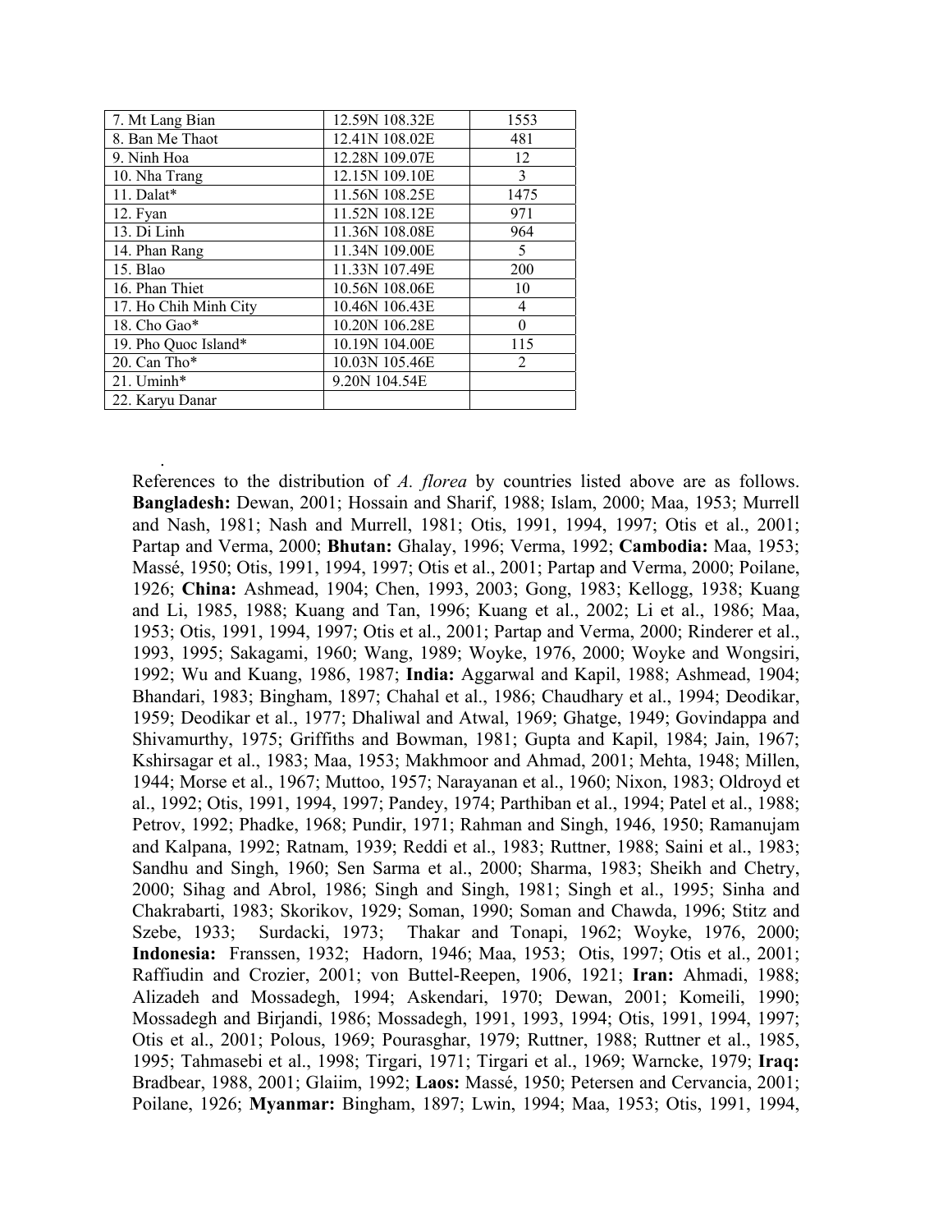| 7. Mt Lang Bian | 12.59N 108.32E | 1553 |
|---|---|---|
| 8. Ban Me Thaot | 12.41N 108.02E | 481 |
| 9. Ninh Hoa | 12.28N 109.07E | 12 |
| 10. Nha Trang | 12.15N 109.10E | 3 |
| 11. Dalat* | 11.56N 108.25E | 1475 |
| 12. Fyan | 11.52N 108.12E | 971 |
| 13. Di Linh | 11.36N 108.08E | 964 |
| 14. Phan Rang | 11.34N 109.00E | 5 |
| 15. Blao | 11.33N 107.49E | 200 |
| 16. Phan Thiet | 10.56N 108.06E | 10 |
| 17. Ho Chih Minh City | 10.46N 106.43E | 4 |
| 18. Cho Gao* | 10.20N 106.28E | 0 |
| 19. Pho Quoc Island* | 10.19N 104.00E | 115 |
| 20. Can Tho* | 10.03N 105.46E | 2 |
| 21. Uminh* | 9.20N 104.54E | |
| 22. Karyu Danar | | |

.

References to the distribution of *A. florea* by countries listed above are as follows. **Bangladesh:** Dewan, 2001; Hossain and Sharif, 1988; Islam, 2000; Maa, 1953; Murrell and Nash, 1981; Nash and Murrell, 1981; Otis, 1991, 1994, 1997; Otis et al., 2001; Partap and Verma, 2000; **Bhutan:** Ghalay, 1996; Verma, 1992; **Cambodia:** Maa, 1953; Massé, 1950; Otis, 1991, 1994, 1997; Otis et al., 2001; Partap and Verma, 2000; Poilane, 1926; **China:** Ashmead, 1904; Chen, 1993, 2003; Gong, 1983; Kellogg, 1938; Kuang and Li, 1985, 1988; Kuang and Tan, 1996; Kuang et al., 2002; Li et al., 1986; Maa, 1953; Otis, 1991, 1994, 1997; Otis et al., 2001; Partap and Verma, 2000; Rinderer et al., 1993, 1995; Sakagami, 1960; Wang, 1989; Woyke, 1976, 2000; Woyke and Wongsiri, 1992; Wu and Kuang, 1986, 1987; **India:** Aggarwal and Kapil, 1988; Ashmead, 1904; Bhandari, 1983; Bingham, 1897; Chahal et al., 1986; Chaudhary et al., 1994; Deodikar, 1959; Deodikar et al., 1977; Dhaliwal and Atwal, 1969; Ghatge, 1949; Govindappa and Shivamurthy, 1975; Griffiths and Bowman, 1981; Gupta and Kapil, 1984; Jain, 1967; Kshirsagar et al., 1983; Maa, 1953; Makhmoor and Ahmad, 2001; Mehta, 1948; Millen, 1944; Morse et al., 1967; Muttoo, 1957; Narayanan et al., 1960; Nixon, 1983; Oldroyd et al., 1992; Otis, 1991, 1994, 1997; Pandey, 1974; Parthiban et al., 1994; Patel et al., 1988; Petrov, 1992; Phadke, 1968; Pundir, 1971; Rahman and Singh, 1946, 1950; Ramanujam and Kalpana, 1992; Ratnam, 1939; Reddi et al., 1983; Ruttner, 1988; Saini et al., 1983; Sandhu and Singh, 1960; Sen Sarma et al., 2000; Sharma, 1983; Sheikh and Chetry, 2000; Sihag and Abrol, 1986; Singh and Singh, 1981; Singh et al., 1995; Sinha and Chakrabarti, 1983; Skorikov, 1929; Soman, 1990; Soman and Chawda, 1996; Stitz and Szebe, 1933; Surdacki, 1973; Thakar and Tonapi, 1962; Woyke, 1976, 2000; **Indonesia:** Franssen, 1932; Hadorn, 1946; Maa, 1953; Otis, 1997; Otis et al., 2001; Raffiudin and Crozier, 2001; von Buttel-Reepen, 1906, 1921; **Iran:** Ahmadi, 1988; Alizadeh and Mossadegh, 1994; Askendari, 1970; Dewan, 2001; Komeili, 1990; Mossadegh and Birjandi, 1986; Mossadegh, 1991, 1993, 1994; Otis, 1991, 1994, 1997; Otis et al., 2001; Polous, 1969; Pourasghar, 1979; Ruttner, 1988; Ruttner et al., 1985, 1995; Tahmasebi et al., 1998; Tirgari, 1971; Tirgari et al., 1969; Warncke, 1979; **Iraq:** Bradbear, 1988, 2001; Glaiim, 1992; **Laos:** Massé, 1950; Petersen and Cervancia, 2001; Poilane, 1926; **Myanmar:** Bingham, 1897; Lwin, 1994; Maa, 1953; Otis, 1991, 1994,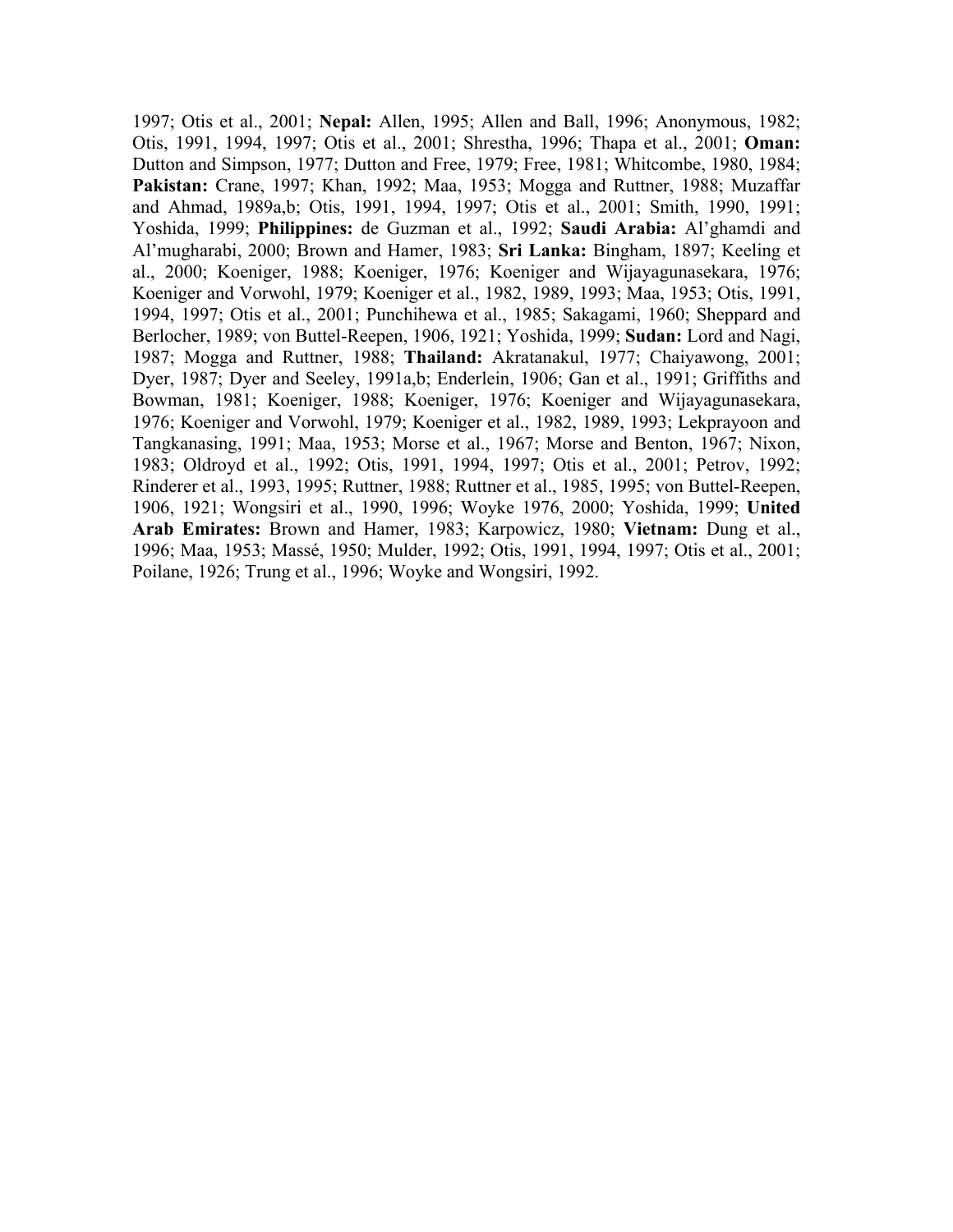1997; Otis et al., 2001; **Nepal:** Allen, 1995; Allen and Ball, 1996; Anonymous, 1982; Otis, 1991, 1994, 1997; Otis et al., 2001; Shrestha, 1996; Thapa et al., 2001; **Oman:** Dutton and Simpson, 1977; Dutton and Free, 1979; Free, 1981; Whitcombe, 1980, 1984; **Pakistan:** Crane, 1997; Khan, 1992; Maa, 1953; Mogga and Ruttner, 1988; Muzaffar and Ahmad, 1989a,b; Otis, 1991, 1994, 1997; Otis et al., 2001; Smith, 1990, 1991; Yoshida, 1999; **Philippines:** de Guzman et al., 1992; **Saudi Arabia:** Al'ghamdi and Al'mugharabi, 2000; Brown and Hamer, 1983; **Sri Lanka:** Bingham, 1897; Keeling et al., 2000; Koeniger, 1988; Koeniger, 1976; Koeniger and Wijayagunasekara, 1976; Koeniger and Vorwohl, 1979; Koeniger et al., 1982, 1989, 1993; Maa, 1953; Otis, 1991, 1994, 1997; Otis et al., 2001; Punchihewa et al., 1985; Sakagami, 1960; Sheppard and Berlocher, 1989; von Buttel-Reepen, 1906, 1921; Yoshida, 1999; **Sudan:** Lord and Nagi, 1987; Mogga and Ruttner, 1988; **Thailand:** Akratanakul, 1977; Chaiyawong, 2001; Dyer, 1987; Dyer and Seeley, 1991a,b; Enderlein, 1906; Gan et al., 1991; Griffiths and Bowman, 1981; Koeniger, 1988; Koeniger, 1976; Koeniger and Wijayagunasekara, 1976; Koeniger and Vorwohl, 1979; Koeniger et al., 1982, 1989, 1993; Lekprayoon and Tangkanasing, 1991; Maa, 1953; Morse et al., 1967; Morse and Benton, 1967; Nixon, 1983; Oldroyd et al., 1992; Otis, 1991, 1994, 1997; Otis et al., 2001; Petrov, 1992; Rinderer et al., 1993, 1995; Ruttner, 1988; Ruttner et al., 1985, 1995; von Buttel-Reepen, 1906, 1921; Wongsiri et al., 1990, 1996; Woyke 1976, 2000; Yoshida, 1999; **United Arab Emirates:** Brown and Hamer, 1983; Karpowicz, 1980; **Vietnam:** Dung et al., 1996; Maa, 1953; Massé, 1950; Mulder, 1992; Otis, 1991, 1994, 1997; Otis et al., 2001; Poilane, 1926; Trung et al., 1996; Woyke and Wongsiri, 1992.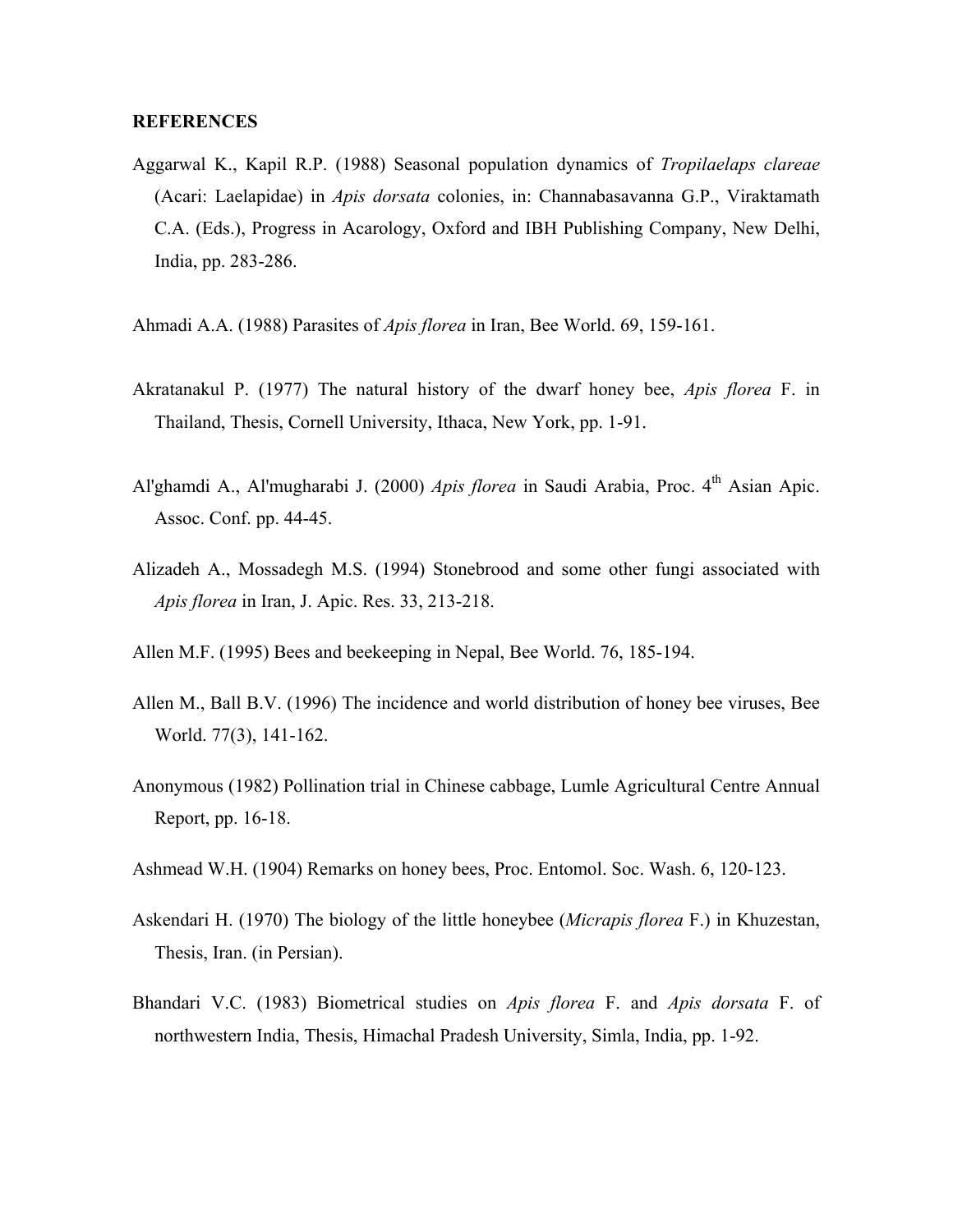**REFERENCES**

Aggarwal K., Kapil R.P. (1988) Seasonal population dynamics of *Tropilaelaps clareae* (Acari: Laelapidae) in *Apis dorsata* colonies, in: Channabasavanna G.P., Viraktamath C.A. (Eds.), Progress in Acarology, Oxford and IBH Publishing Company, New Delhi, India, pp. 283-286.

Ahmadi A.A. (1988) Parasites of *Apis florea* in Iran, Bee World. 69, 159-161.

Akratanakul P. (1977) The natural history of the dwarf honey bee, *Apis florea* F. in Thailand, Thesis, Cornell University, Ithaca, New York, pp. 1-91.

Al'ghamdi A., Al'mugharabi J. (2000) *Apis florea* in Saudi Arabia, Proc. 4th Asian Apic. Assoc. Conf. pp. 44-45.

Alizadeh A., Mossadegh M.S. (1994) Stonebrood and some other fungi associated with *Apis florea* in Iran, J. Apic. Res. 33, 213-218.

Allen M.F. (1995) Bees and beekeeping in Nepal, Bee World. 76, 185-194.

Allen M., Ball B.V. (1996) The incidence and world distribution of honey bee viruses, Bee World. 77(3), 141-162.

Anonymous (1982) Pollination trial in Chinese cabbage, Lumle Agricultural Centre Annual Report, pp. 16-18.

Ashmead W.H. (1904) Remarks on honey bees, Proc. Entomol. Soc. Wash. 6, 120-123.

Askendari H. (1970) The biology of the little honeybee (*Micrapis florea* F.) in Khuzestan, Thesis, Iran. (in Persian).

Bhandari V.C. (1983) Biometrical studies on *Apis florea* F. and *Apis dorsata* F. of northwestern India, Thesis, Himachal Pradesh University, Simla, India, pp. 1-92.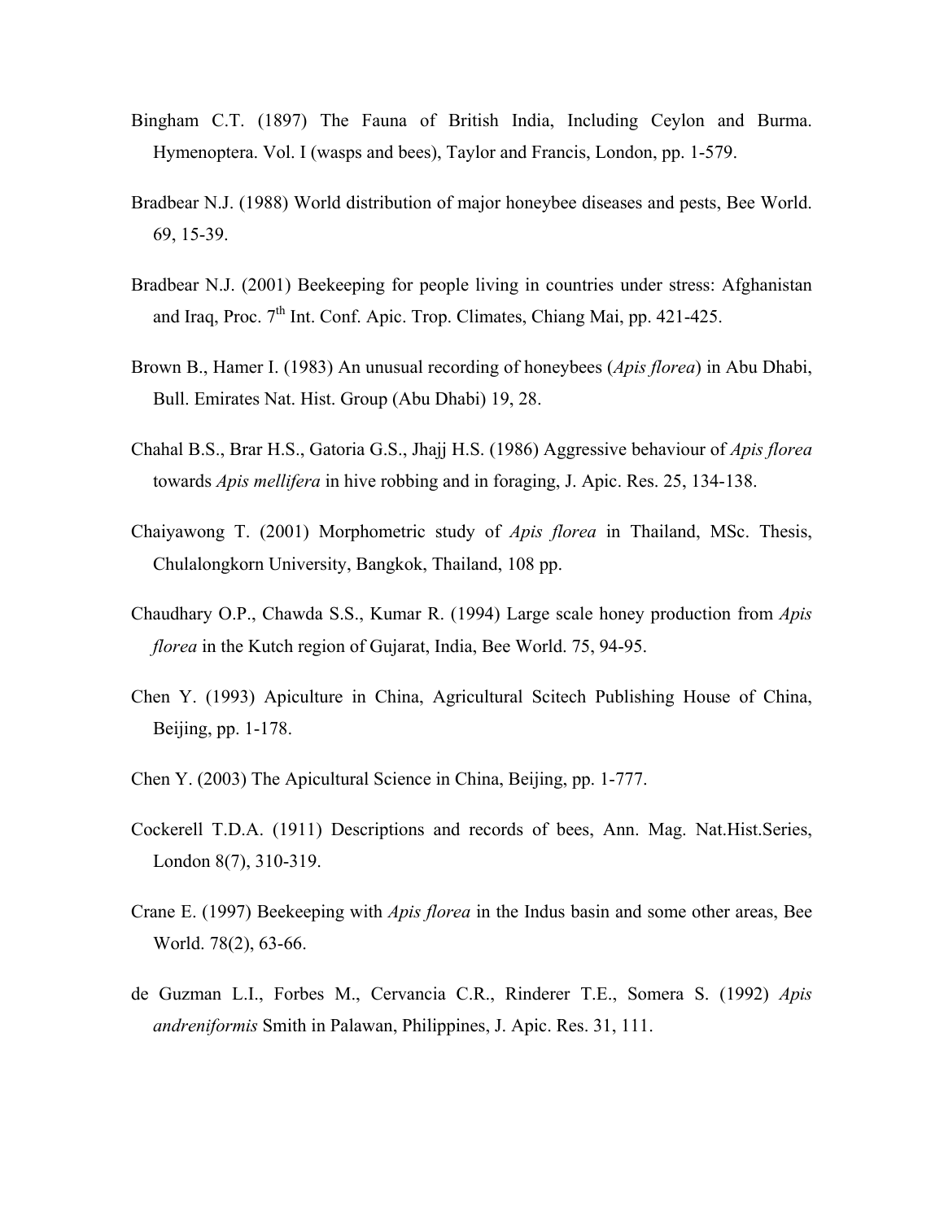Bingham C.T. (1897) The Fauna of British India, Including Ceylon and Burma. Hymenoptera. Vol. I (wasps and bees), Taylor and Francis, London, pp. 1-579.

Bradbear N.J. (1988) World distribution of major honeybee diseases and pests, Bee World. 69, 15-39.

Bradbear N.J. (2001) Beekeeping for people living in countries under stress: Afghanistan and Iraq, Proc. 7th Int. Conf. Apic. Trop. Climates, Chiang Mai, pp. 421-425.

Brown B., Hamer I. (1983) An unusual recording of honeybees (*Apis florea*) in Abu Dhabi, Bull. Emirates Nat. Hist. Group (Abu Dhabi) 19, 28.

Chahal B.S., Brar H.S., Gatoria G.S., Jhajj H.S. (1986) Aggressive behaviour of *Apis florea* towards *Apis mellifera* in hive robbing and in foraging, J. Apic. Res. 25, 134-138.

Chaiyawong T. (2001) Morphometric study of *Apis florea* in Thailand, MSc. Thesis, Chulalongkorn University, Bangkok, Thailand, 108 pp.

Chaudhary O.P., Chawda S.S., Kumar R. (1994) Large scale honey production from *Apis florea* in the Kutch region of Gujarat, India, Bee World. 75, 94-95.

Chen Y. (1993) Apiculture in China, Agricultural Scitech Publishing House of China, Beijing, pp. 1-178.

Chen Y. (2003) The Apicultural Science in China, Beijing, pp. 1-777.

Cockerell T.D.A. (1911) Descriptions and records of bees, Ann. Mag. Nat.Hist.Series, London 8(7), 310-319.

Crane E. (1997) Beekeeping with *Apis florea* in the Indus basin and some other areas, Bee World. 78(2), 63-66.

de Guzman L.I., Forbes M., Cervancia C.R., Rinderer T.E., Somera S. (1992) *Apis andreniformis* Smith in Palawan, Philippines, J. Apic. Res. 31, 111.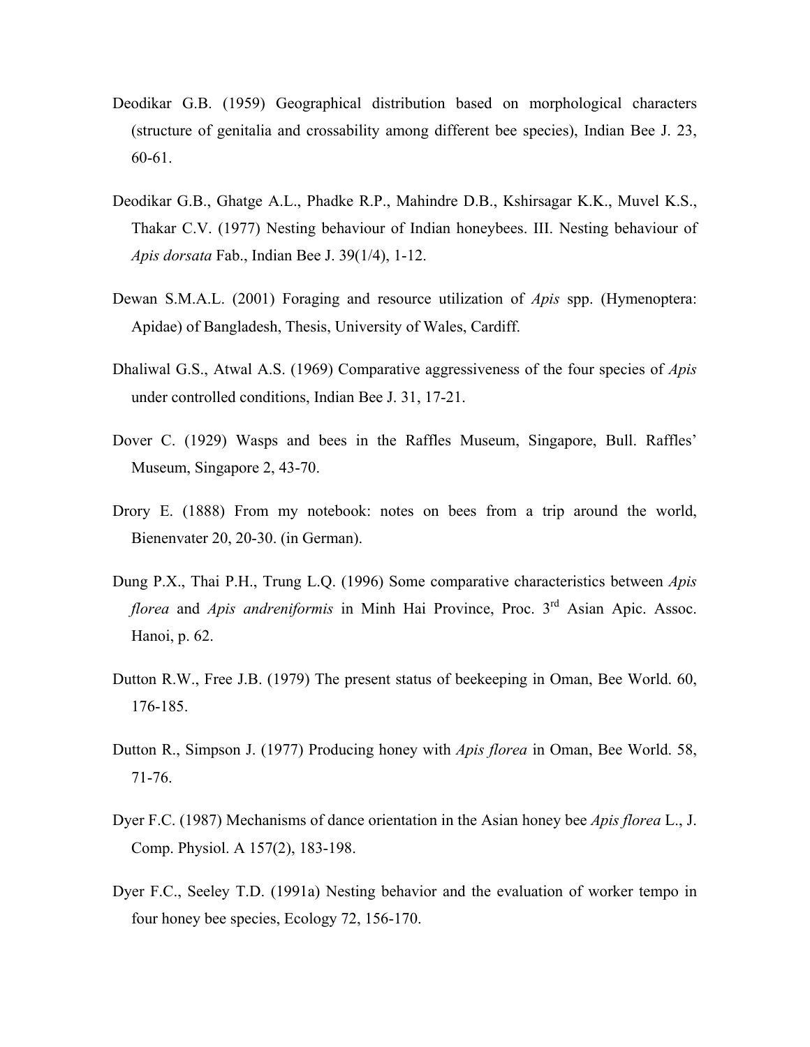Deodikar G.B. (1959) Geographical distribution based on morphological characters (structure of genitalia and crossability among different bee species), Indian Bee J. 23, 60-61.

Deodikar G.B., Ghatge A.L., Phadke R.P., Mahindre D.B., Kshirsagar K.K., Muvel K.S., Thakar C.V. (1977) Nesting behaviour of Indian honeybees. III. Nesting behaviour of *Apis dorsata* Fab., Indian Bee J. 39(1/4), 1-12.

Dewan S.M.A.L. (2001) Foraging and resource utilization of *Apis* spp. (Hymenoptera: Apidae) of Bangladesh, Thesis, University of Wales, Cardiff.

Dhaliwal G.S., Atwal A.S. (1969) Comparative aggressiveness of the four species of *Apis* under controlled conditions, Indian Bee J. 31, 17-21.

Dover C. (1929) Wasps and bees in the Raffles Museum, Singapore, Bull. Raffles' Museum, Singapore 2, 43-70.

Drory E. (1888) From my notebook: notes on bees from a trip around the world, Bienenvater 20, 20-30. (in German).

Dung P.X., Thai P.H., Trung L.Q. (1996) Some comparative characteristics between *Apis florea* and *Apis andreniformis* in Minh Hai Province, Proc. 3rd Asian Apic. Assoc. Hanoi, p. 62.

Dutton R.W., Free J.B. (1979) The present status of beekeeping in Oman, Bee World. 60, 176-185.

Dutton R., Simpson J. (1977) Producing honey with *Apis florea* in Oman, Bee World. 58, 71-76.

Dyer F.C. (1987) Mechanisms of dance orientation in the Asian honey bee *Apis florea* L., J. Comp. Physiol. A 157(2), 183-198.

Dyer F.C., Seeley T.D. (1991a) Nesting behavior and the evaluation of worker tempo in four honey bee species, Ecology 72, 156-170.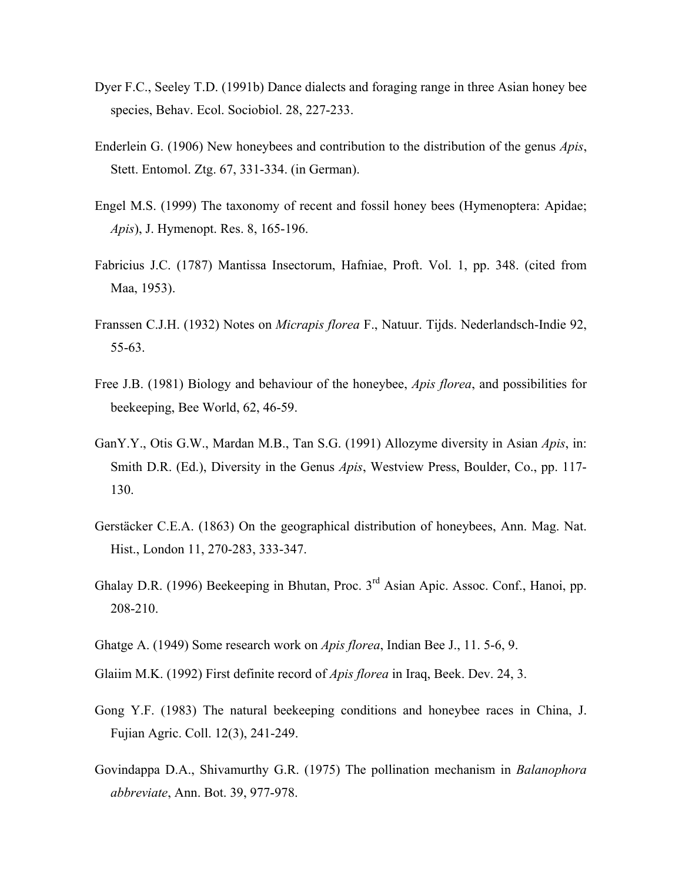Dyer F.C., Seeley T.D. (1991b) Dance dialects and foraging range in three Asian honey bee species, Behav. Ecol. Sociobiol. 28, 227-233.

Enderlein G. (1906) New honeybees and contribution to the distribution of the genus *Apis*, Stett. Entomol. Ztg. 67, 331-334. (in German).

Engel M.S. (1999) The taxonomy of recent and fossil honey bees (Hymenoptera: Apidae; *Apis*), J. Hymenopt. Res. 8, 165-196.

Fabricius J.C. (1787) Mantissa Insectorum, Hafniae, Proft. Vol. 1, pp. 348. (cited from Maa, 1953).

Franssen C.J.H. (1932) Notes on *Micrapis florea* F., Natuur. Tijds. Nederlandsch-Indie 92, 55-63.

Free J.B. (1981) Biology and behaviour of the honeybee, *Apis florea*, and possibilities for beekeeping, Bee World, 62, 46-59.

GanY.Y., Otis G.W., Mardan M.B., Tan S.G. (1991) Allozyme diversity in Asian *Apis*, in: Smith D.R. (Ed.), Diversity in the Genus *Apis*, Westview Press, Boulder, Co., pp. 117-130.

Gerstäcker C.E.A. (1863) On the geographical distribution of honeybees, Ann. Mag. Nat. Hist., London 11, 270-283, 333-347.

Ghalay D.R. (1996) Beekeeping in Bhutan, Proc. 3rd Asian Apic. Assoc. Conf., Hanoi, pp. 208-210.

Ghatge A. (1949) Some research work on *Apis florea*, Indian Bee J., 11. 5-6, 9.

Glaiim M.K. (1992) First definite record of *Apis florea* in Iraq, Beek. Dev. 24, 3.

Gong Y.F. (1983) The natural beekeeping conditions and honeybee races in China, J. Fujian Agric. Coll. 12(3), 241-249.

Govindappa D.A., Shivamurthy G.R. (1975) The pollination mechanism in *Balanophora abbreviate*, Ann. Bot. 39, 977-978.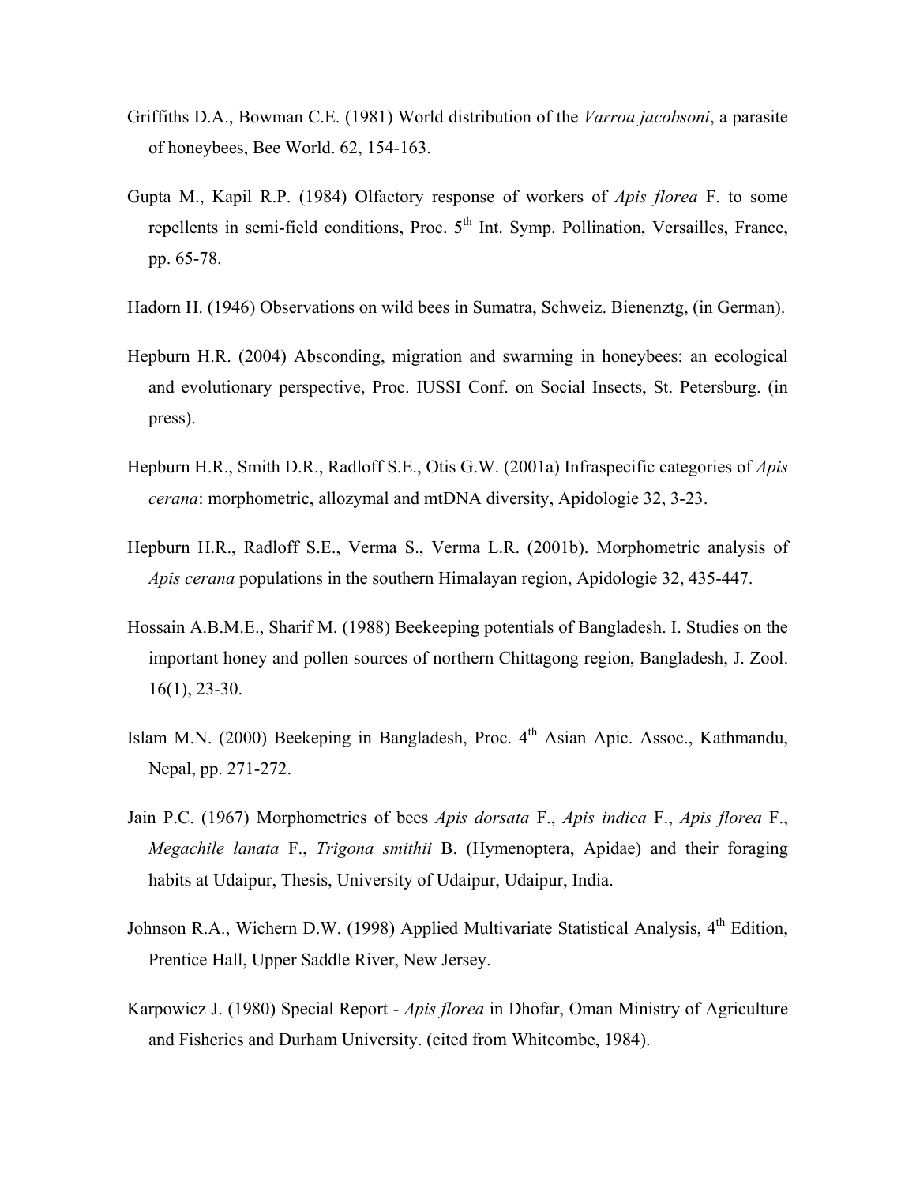Griffiths D.A., Bowman C.E. (1981) World distribution of the *Varroa jacobsoni*, a parasite of honeybees, Bee World. 62, 154-163.

Gupta M., Kapil R.P. (1984) Olfactory response of workers of *Apis florea* F. to some repellents in semi-field conditions, Proc. 5th Int. Symp. Pollination, Versailles, France, pp. 65-78.

Hadorn H. (1946) Observations on wild bees in Sumatra, Schweiz. Bienenztg, (in German).

Hepburn H.R. (2004) Absconding, migration and swarming in honeybees: an ecological and evolutionary perspective, Proc. IUSSI Conf. on Social Insects, St. Petersburg. (in press).

Hepburn H.R., Smith D.R., Radloff S.E., Otis G.W. (2001a) Infraspecific categories of *Apis cerana*: morphometric, allozymal and mtDNA diversity, Apidologie 32, 3-23.

Hepburn H.R., Radloff S.E., Verma S., Verma L.R. (2001b). Morphometric analysis of *Apis cerana* populations in the southern Himalayan region, Apidologie 32, 435-447.

Hossain A.B.M.E., Sharif M. (1988) Beekeeping potentials of Bangladesh. I. Studies on the important honey and pollen sources of northern Chittagong region, Bangladesh, J. Zool. 16(1), 23-30.

Islam M.N. (2000) Beekeping in Bangladesh, Proc. 4th Asian Apic. Assoc., Kathmandu, Nepal, pp. 271-272.

Jain P.C. (1967) Morphometrics of bees *Apis dorsata* F., *Apis indica* F., *Apis florea* F., *Megachile lanata* F., *Trigona smithii* B. (Hymenoptera, Apidae) and their foraging habits at Udaipur, Thesis, University of Udaipur, Udaipur, India.

Johnson R.A., Wichern D.W. (1998) Applied Multivariate Statistical Analysis, 4th Edition, Prentice Hall, Upper Saddle River, New Jersey.

Karpowicz J. (1980) Special Report - *Apis florea* in Dhofar, Oman Ministry of Agriculture and Fisheries and Durham University. (cited from Whitcombe, 1984).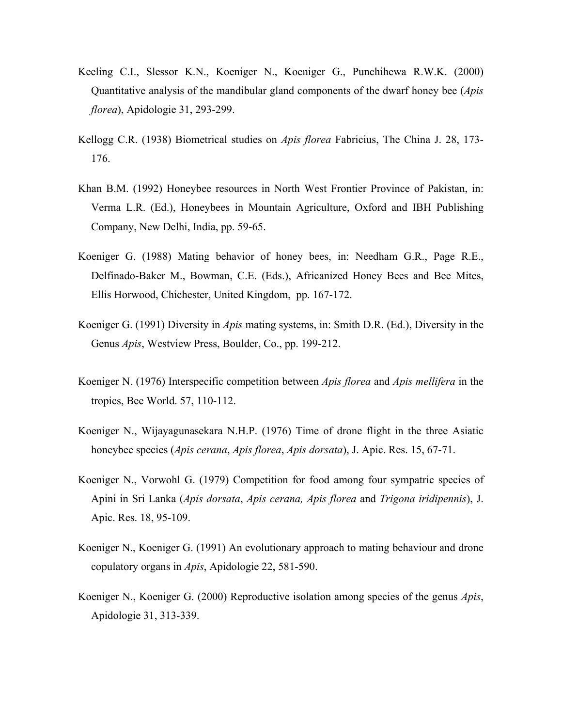Keeling C.I., Slessor K.N., Koeniger N., Koeniger G., Punchihewa R.W.K. (2000) Quantitative analysis of the mandibular gland components of the dwarf honey bee (*Apis florea*), Apidologie 31, 293-299.

Kellogg C.R. (1938) Biometrical studies on *Apis florea* Fabricius, The China J. 28, 173-176.

Khan B.M. (1992) Honeybee resources in North West Frontier Province of Pakistan, in: Verma L.R. (Ed.), Honeybees in Mountain Agriculture, Oxford and IBH Publishing Company, New Delhi, India, pp. 59-65.

Koeniger G. (1988) Mating behavior of honey bees, in: Needham G.R., Page R.E., Delfinado-Baker M., Bowman, C.E. (Eds.), Africanized Honey Bees and Bee Mites, Ellis Horwood, Chichester, United Kingdom, pp. 167-172.

Koeniger G. (1991) Diversity in *Apis* mating systems, in: Smith D.R. (Ed.), Diversity in the Genus *Apis*, Westview Press, Boulder, Co., pp. 199-212.

Koeniger N. (1976) Interspecific competition between *Apis florea* and *Apis mellifera* in the tropics, Bee World. 57, 110-112.

Koeniger N., Wijayagunasekara N.H.P. (1976) Time of drone flight in the three Asiatic honeybee species (*Apis cerana*, *Apis florea*, *Apis dorsata*), J. Apic. Res. 15, 67-71.

Koeniger N., Vorwohl G. (1979) Competition for food among four sympatric species of Apini in Sri Lanka (*Apis dorsata*, *Apis cerana, Apis florea* and *Trigona iridipennis*), J. Apic. Res. 18, 95-109.

Koeniger N., Koeniger G. (1991) An evolutionary approach to mating behaviour and drone copulatory organs in *Apis*, Apidologie 22, 581-590.

Koeniger N., Koeniger G. (2000) Reproductive isolation among species of the genus *Apis*, Apidologie 31, 313-339.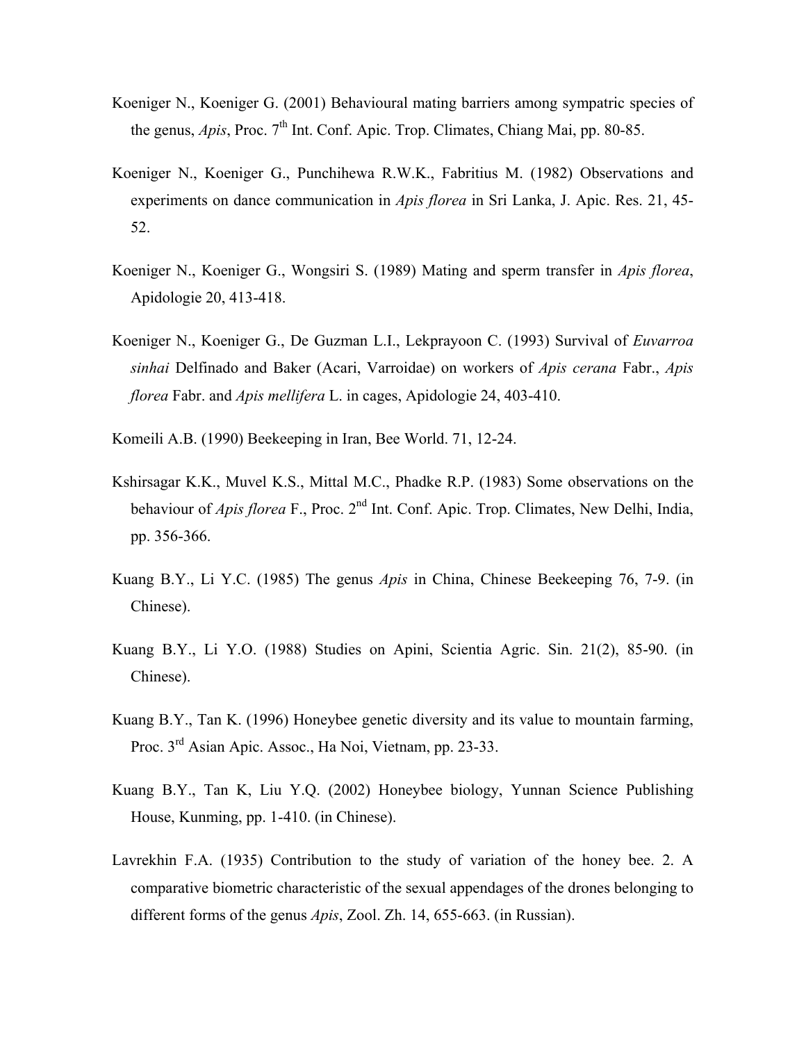Koeniger N., Koeniger G. (2001) Behavioural mating barriers among sympatric species of the genus, *Apis*, Proc. 7th Int. Conf. Apic. Trop. Climates, Chiang Mai, pp. 80-85.

Koeniger N., Koeniger G., Punchihewa R.W.K., Fabritius M. (1982) Observations and experiments on dance communication in *Apis florea* in Sri Lanka, J. Apic. Res. 21, 45-52.

Koeniger N., Koeniger G., Wongsiri S. (1989) Mating and sperm transfer in *Apis florea*, Apidologie 20, 413-418.

Koeniger N., Koeniger G., De Guzman L.I., Lekprayoon C. (1993) Survival of *Euvarroa sinhai* Delfinado and Baker (Acari, Varroidae) on workers of *Apis cerana* Fabr., *Apis florea* Fabr. and *Apis mellifera* L. in cages, Apidologie 24, 403-410.

Komeili A.B. (1990) Beekeeping in Iran, Bee World. 71, 12-24.

Kshirsagar K.K., Muvel K.S., Mittal M.C., Phadke R.P. (1983) Some observations on the behaviour of *Apis florea* F., Proc. 2nd Int. Conf. Apic. Trop. Climates, New Delhi, India, pp. 356-366.

Kuang B.Y., Li Y.C. (1985) The genus *Apis* in China, Chinese Beekeeping 76, 7-9. (in Chinese).

Kuang B.Y., Li Y.O. (1988) Studies on Apini, Scientia Agric. Sin. 21(2), 85-90. (in Chinese).

Kuang B.Y., Tan K. (1996) Honeybee genetic diversity and its value to mountain farming, Proc. 3rd Asian Apic. Assoc., Ha Noi, Vietnam, pp. 23-33.

Kuang B.Y., Tan K, Liu Y.Q. (2002) Honeybee biology, Yunnan Science Publishing House, Kunming, pp. 1-410. (in Chinese).

Lavrekhin F.A. (1935) Contribution to the study of variation of the honey bee. 2. A comparative biometric characteristic of the sexual appendages of the drones belonging to different forms of the genus *Apis*, Zool. Zh. 14, 655-663. (in Russian).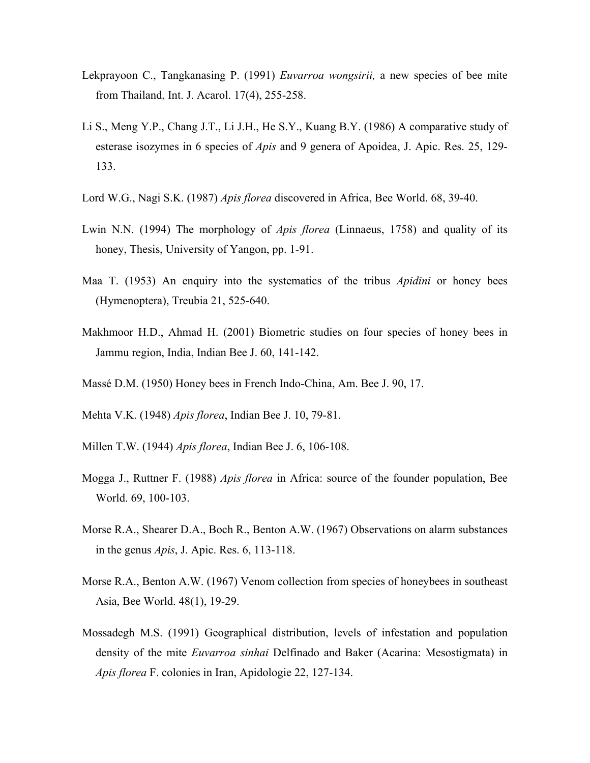Lekprayoon C., Tangkanasing P. (1991) *Euvarroa wongsirii,* a new species of bee mite from Thailand, Int. J. Acarol. 17(4), 255-258.

Li S., Meng Y.P., Chang J.T., Li J.H., He S.Y., Kuang B.Y. (1986) A comparative study of esterase isozymes in 6 species of *Apis* and 9 genera of Apoidea, J. Apic. Res. 25, 129-133.

Lord W.G., Nagi S.K. (1987) *Apis florea* discovered in Africa, Bee World. 68, 39-40.

Lwin N.N. (1994) The morphology of *Apis florea* (Linnaeus, 1758) and quality of its honey, Thesis, University of Yangon, pp. 1-91.

Maa T. (1953) An enquiry into the systematics of the tribus *Apidini* or honey bees (Hymenoptera), Treubia 21, 525-640.

Makhmoor H.D., Ahmad H. (2001) Biometric studies on four species of honey bees in Jammu region, India, Indian Bee J. 60, 141-142.

Massé D.M. (1950) Honey bees in French Indo-China, Am. Bee J. 90, 17.

Mehta V.K. (1948) *Apis florea*, Indian Bee J. 10, 79-81.

Millen T.W. (1944) *Apis florea*, Indian Bee J. 6, 106-108.

Mogga J., Ruttner F. (1988) *Apis florea* in Africa: source of the founder population, Bee World. 69, 100-103.

Morse R.A., Shearer D.A., Boch R., Benton A.W. (1967) Observations on alarm substances in the genus *Apis*, J. Apic. Res. 6, 113-118.

Morse R.A., Benton A.W. (1967) Venom collection from species of honeybees in southeast Asia, Bee World. 48(1), 19-29.

Mossadegh M.S. (1991) Geographical distribution, levels of infestation and population density of the mite *Euvarroa sinhai* Delfinado and Baker (Acarina: Mesostigmata) in *Apis florea* F. colonies in Iran, Apidologie 22, 127-134.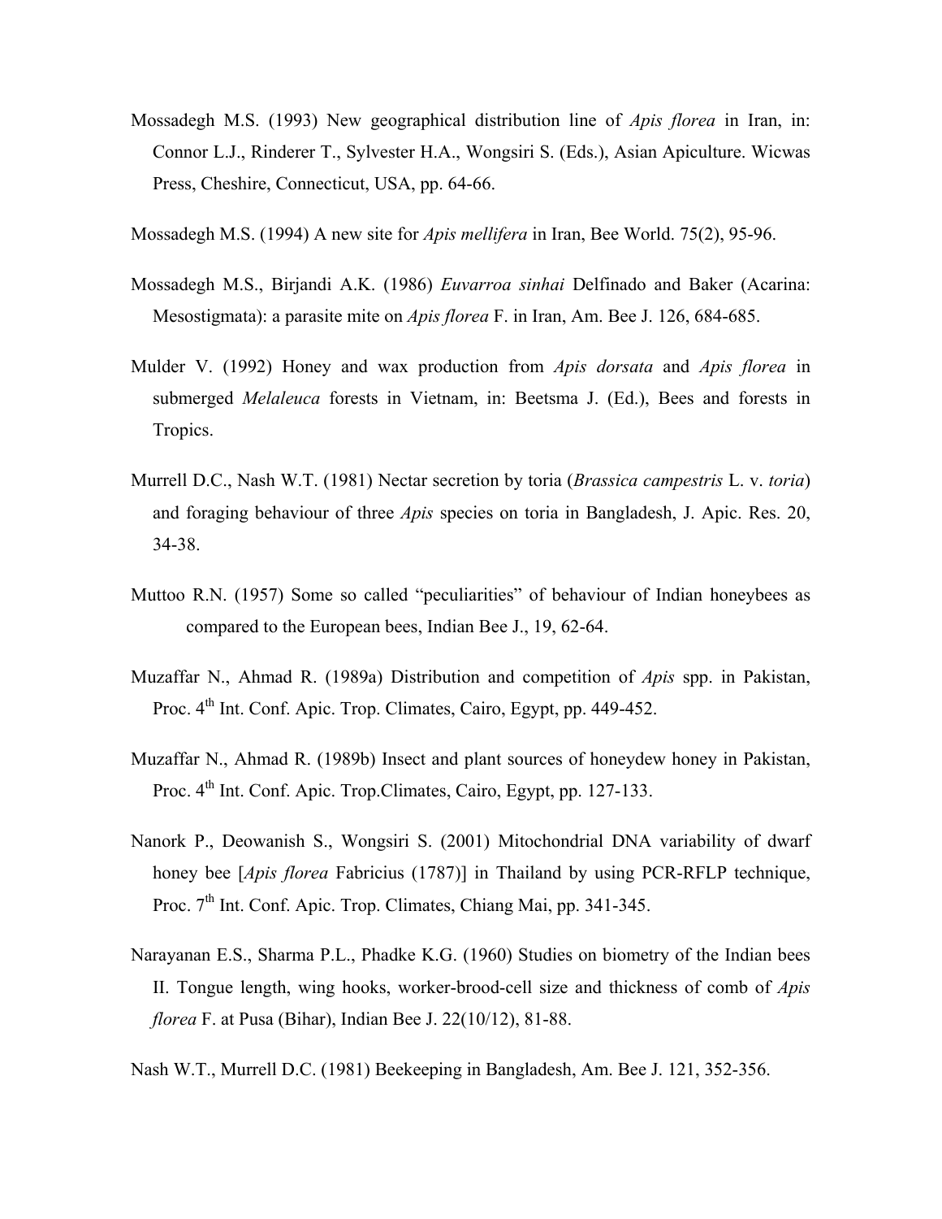Mossadegh M.S. (1993) New geographical distribution line of *Apis florea* in Iran, in: Connor L.J., Rinderer T., Sylvester H.A., Wongsiri S. (Eds.), Asian Apiculture. Wicwas Press, Cheshire, Connecticut, USA, pp. 64-66.

Mossadegh M.S. (1994) A new site for *Apis mellifera* in Iran, Bee World. 75(2), 95-96.

Mossadegh M.S., Birjandi A.K. (1986) *Euvarroa sinhai* Delfinado and Baker (Acarina: Mesostigmata): a parasite mite on *Apis florea* F. in Iran, Am. Bee J. 126, 684-685.

Mulder V. (1992) Honey and wax production from *Apis dorsata* and *Apis florea* in submerged *Melaleuca* forests in Vietnam, in: Beetsma J. (Ed.), Bees and forests in Tropics.

Murrell D.C., Nash W.T. (1981) Nectar secretion by toria (*Brassica campestris* L. v. *toria*) and foraging behaviour of three *Apis* species on toria in Bangladesh, J. Apic. Res. 20, 34-38.

Muttoo R.N. (1957) Some so called "peculiarities" of behaviour of Indian honeybees as compared to the European bees, Indian Bee J., 19, 62-64.

Muzaffar N., Ahmad R. (1989a) Distribution and competition of *Apis* spp. in Pakistan, Proc. 4th Int. Conf. Apic. Trop. Climates, Cairo, Egypt, pp. 449-452.

Muzaffar N., Ahmad R. (1989b) Insect and plant sources of honeydew honey in Pakistan, Proc. 4th Int. Conf. Apic. Trop.Climates, Cairo, Egypt, pp. 127-133.

Nanork P., Deowanish S., Wongsiri S. (2001) Mitochondrial DNA variability of dwarf honey bee [*Apis florea* Fabricius (1787)] in Thailand by using PCR-RFLP technique, Proc. 7th Int. Conf. Apic. Trop. Climates, Chiang Mai, pp. 341-345.

Narayanan E.S., Sharma P.L., Phadke K.G. (1960) Studies on biometry of the Indian bees II. Tongue length, wing hooks, worker-brood-cell size and thickness of comb of *Apis florea* F. at Pusa (Bihar), Indian Bee J. 22(10/12), 81-88.

Nash W.T., Murrell D.C. (1981) Beekeeping in Bangladesh, Am. Bee J. 121, 352-356.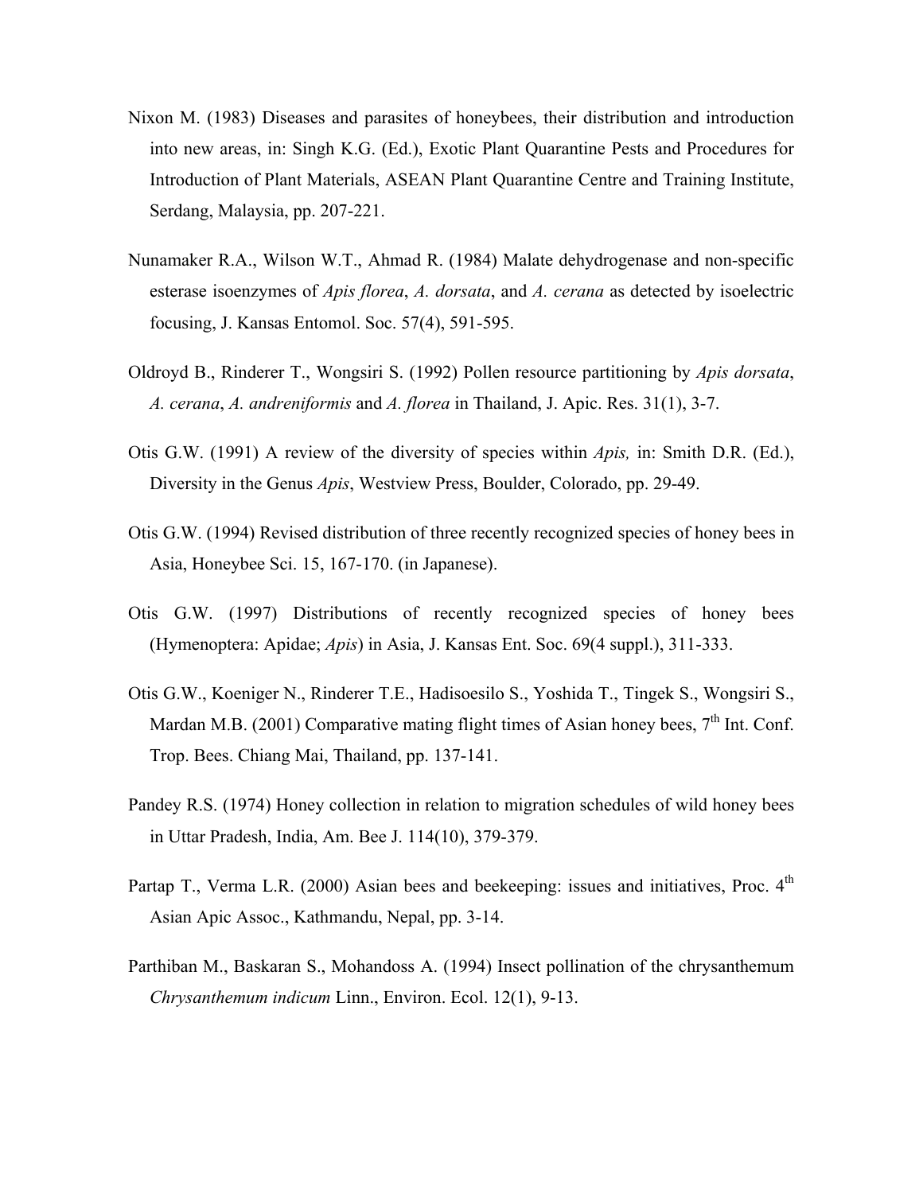Nixon M. (1983) Diseases and parasites of honeybees, their distribution and introduction into new areas, in: Singh K.G. (Ed.), Exotic Plant Quarantine Pests and Procedures for Introduction of Plant Materials, ASEAN Plant Quarantine Centre and Training Institute, Serdang, Malaysia, pp. 207-221.

Nunamaker R.A., Wilson W.T., Ahmad R. (1984) Malate dehydrogenase and non-specific esterase isoenzymes of *Apis florea*, *A. dorsata*, and *A. cerana* as detected by isoelectric focusing, J. Kansas Entomol. Soc. 57(4), 591-595.

Oldroyd B., Rinderer T., Wongsiri S. (1992) Pollen resource partitioning by *Apis dorsata*, *A. cerana*, *A. andreniformis* and *A. florea* in Thailand, J. Apic. Res. 31(1), 3-7.

Otis G.W. (1991) A review of the diversity of species within *Apis,* in: Smith D.R. (Ed.), Diversity in the Genus *Apis*, Westview Press, Boulder, Colorado, pp. 29-49.

Otis G.W. (1994) Revised distribution of three recently recognized species of honey bees in Asia, Honeybee Sci. 15, 167-170. (in Japanese).

Otis G.W. (1997) Distributions of recently recognized species of honey bees (Hymenoptera: Apidae; *Apis*) in Asia, J. Kansas Ent. Soc. 69(4 suppl.), 311-333.

Otis G.W., Koeniger N., Rinderer T.E., Hadisoesilo S., Yoshida T., Tingek S., Wongsiri S., Mardan M.B. (2001) Comparative mating flight times of Asian honey bees, 7th Int. Conf. Trop. Bees. Chiang Mai, Thailand, pp. 137-141.

Pandey R.S. (1974) Honey collection in relation to migration schedules of wild honey bees in Uttar Pradesh, India, Am. Bee J. 114(10), 379-379.

Partap T., Verma L.R. (2000) Asian bees and beekeeping: issues and initiatives, Proc. 4th Asian Apic Assoc., Kathmandu, Nepal, pp. 3-14.

Parthiban M., Baskaran S., Mohandoss A. (1994) Insect pollination of the chrysanthemum *Chrysanthemum indicum* Linn., Environ. Ecol. 12(1), 9-13.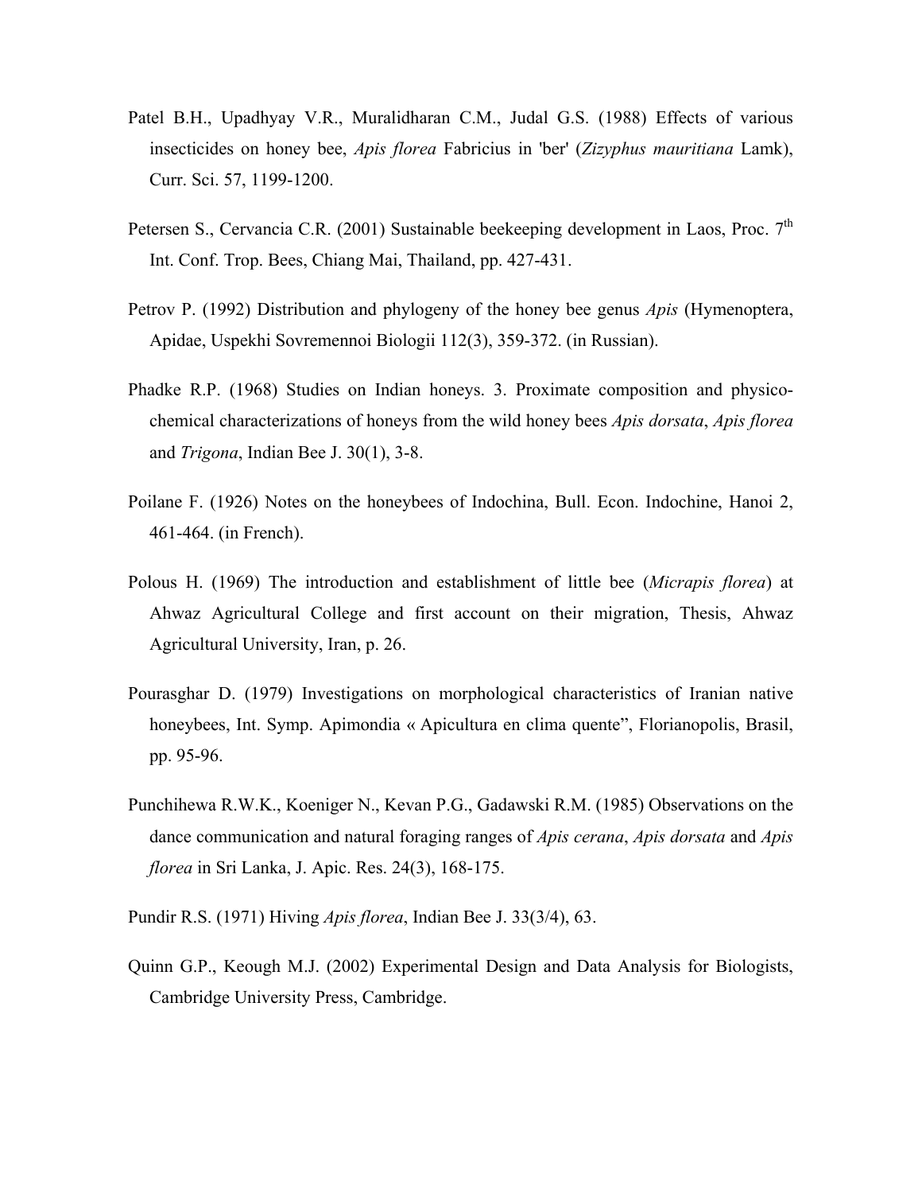Patel B.H., Upadhyay V.R., Muralidharan C.M., Judal G.S. (1988) Effects of various insecticides on honey bee, *Apis florea* Fabricius in 'ber' (*Zizyphus mauritiana* Lamk), Curr. Sci. 57, 1199-1200.

Petersen S., Cervancia C.R. (2001) Sustainable beekeeping development in Laos, Proc. 7th Int. Conf. Trop. Bees, Chiang Mai, Thailand, pp. 427-431.

Petrov P. (1992) Distribution and phylogeny of the honey bee genus *Apis* (Hymenoptera, Apidae, Uspekhi Sovremennoi Biologii 112(3), 359-372. (in Russian).

Phadke R.P. (1968) Studies on Indian honeys. 3. Proximate composition and physico-chemical characterizations of honeys from the wild honey bees *Apis dorsata*, *Apis florea* and *Trigona*, Indian Bee J. 30(1), 3-8.

Poilane F. (1926) Notes on the honeybees of Indochina, Bull. Econ. Indochine, Hanoi 2, 461-464. (in French).

Polous H. (1969) The introduction and establishment of little bee (*Micrapis florea*) at Ahwaz Agricultural College and first account on their migration, Thesis, Ahwaz Agricultural University, Iran, p. 26.

Pourasghar D. (1979) Investigations on morphological characteristics of Iranian native honeybees, Int. Symp. Apimondia « Apicultura en clima quente", Florianopolis, Brasil, pp. 95-96.

Punchihewa R.W.K., Koeniger N., Kevan P.G., Gadawski R.M. (1985) Observations on the dance communication and natural foraging ranges of *Apis cerana*, *Apis dorsata* and *Apis florea* in Sri Lanka, J. Apic. Res. 24(3), 168-175.

Pundir R.S. (1971) Hiving *Apis florea*, Indian Bee J. 33(3/4), 63.

Quinn G.P., Keough M.J. (2002) Experimental Design and Data Analysis for Biologists, Cambridge University Press, Cambridge.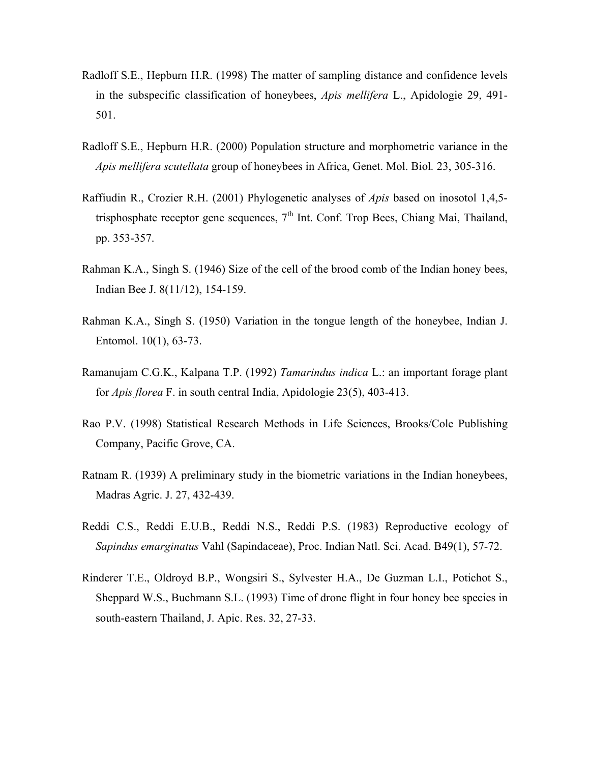Radloff S.E., Hepburn H.R. (1998) The matter of sampling distance and confidence levels in the subspecific classification of honeybees, *Apis mellifera* L., Apidologie 29, 491-501.

Radloff S.E., Hepburn H.R. (2000) Population structure and morphometric variance in the *Apis mellifera scutellata* group of honeybees in Africa, Genet. Mol. Biol. 23, 305-316.

Raffiudin R., Crozier R.H. (2001) Phylogenetic analyses of *Apis* based on inosotol 1,4,5-trisphosphate receptor gene sequences, 7th Int. Conf. Trop Bees, Chiang Mai, Thailand, pp. 353-357.

Rahman K.A., Singh S. (1946) Size of the cell of the brood comb of the Indian honey bees, Indian Bee J. 8(11/12), 154-159.

Rahman K.A., Singh S. (1950) Variation in the tongue length of the honeybee, Indian J. Entomol. 10(1), 63-73.

Ramanujam C.G.K., Kalpana T.P. (1992) *Tamarindus indica* L.: an important forage plant for *Apis florea* F. in south central India, Apidologie 23(5), 403-413.

Rao P.V. (1998) Statistical Research Methods in Life Sciences, Brooks/Cole Publishing Company, Pacific Grove, CA.

Ratnam R. (1939) A preliminary study in the biometric variations in the Indian honeybees, Madras Agric. J. 27, 432-439.

Reddi C.S., Reddi E.U.B., Reddi N.S., Reddi P.S. (1983) Reproductive ecology of *Sapindus emarginatus* Vahl (Sapindaceae), Proc. Indian Natl. Sci. Acad. B49(1), 57-72.

Rinderer T.E., Oldroyd B.P., Wongsiri S., Sylvester H.A., De Guzman L.I., Potichot S., Sheppard W.S., Buchmann S.L. (1993) Time of drone flight in four honey bee species in south-eastern Thailand, J. Apic. Res. 32, 27-33.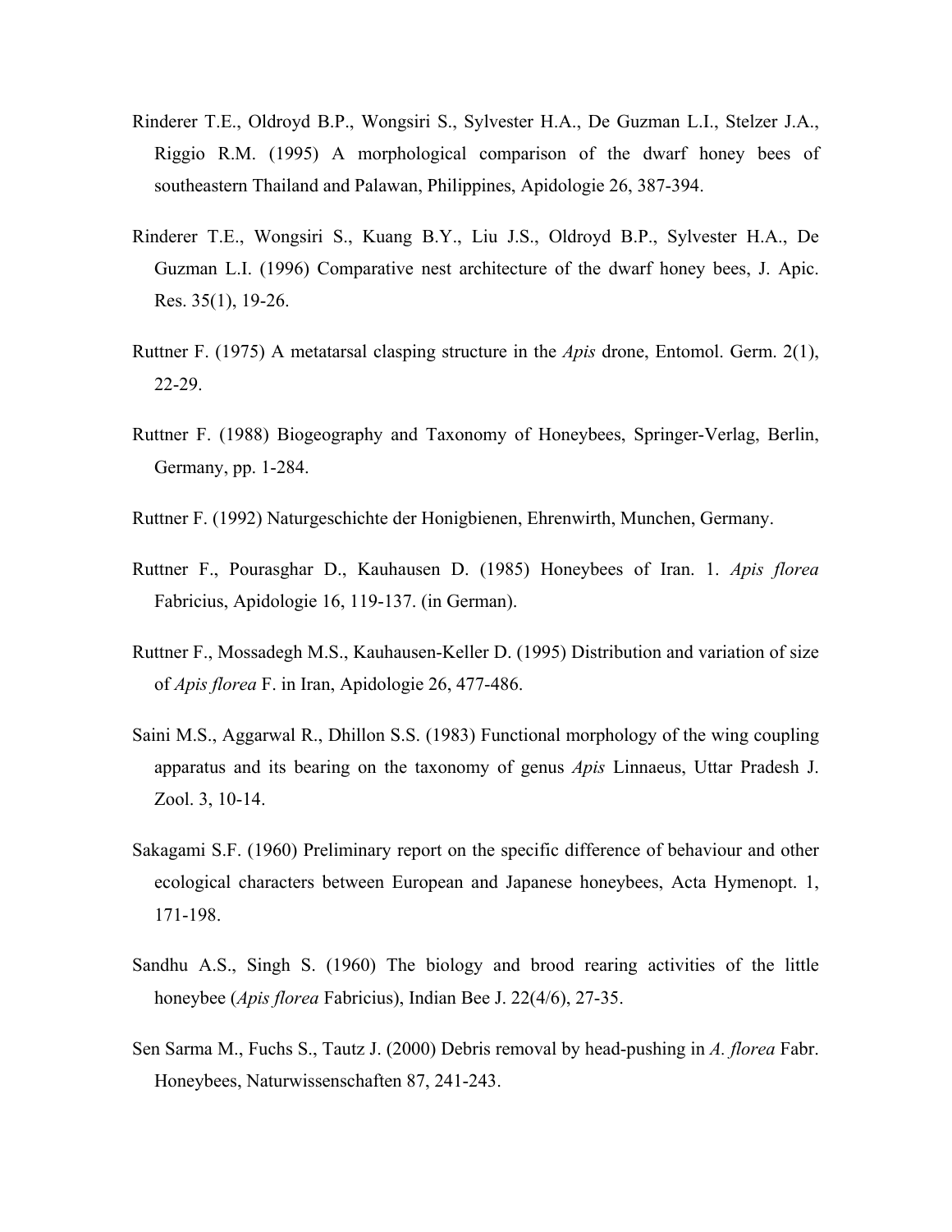Rinderer T.E., Oldroyd B.P., Wongsiri S., Sylvester H.A., De Guzman L.I., Stelzer J.A., Riggio R.M. (1995) A morphological comparison of the dwarf honey bees of southeastern Thailand and Palawan, Philippines, Apidologie 26, 387-394.

Rinderer T.E., Wongsiri S., Kuang B.Y., Liu J.S., Oldroyd B.P., Sylvester H.A., De Guzman L.I. (1996) Comparative nest architecture of the dwarf honey bees, J. Apic. Res. 35(1), 19-26.

Ruttner F. (1975) A metatarsal clasping structure in the *Apis* drone, Entomol. Germ. 2(1), 22-29.

Ruttner F. (1988) Biogeography and Taxonomy of Honeybees, Springer-Verlag, Berlin, Germany, pp. 1-284.

Ruttner F. (1992) Naturgeschichte der Honigbienen, Ehrenwirth, Munchen, Germany.

Ruttner F., Pourasghar D., Kauhausen D. (1985) Honeybees of Iran. 1. *Apis florea* Fabricius, Apidologie 16, 119-137. (in German).

Ruttner F., Mossadegh M.S., Kauhausen-Keller D. (1995) Distribution and variation of size of *Apis florea* F. in Iran, Apidologie 26, 477-486.

Saini M.S., Aggarwal R., Dhillon S.S. (1983) Functional morphology of the wing coupling apparatus and its bearing on the taxonomy of genus *Apis* Linnaeus, Uttar Pradesh J. Zool. 3, 10-14.

Sakagami S.F. (1960) Preliminary report on the specific difference of behaviour and other ecological characters between European and Japanese honeybees, Acta Hymenopt. 1, 171-198.

Sandhu A.S., Singh S. (1960) The biology and brood rearing activities of the little honeybee (*Apis florea* Fabricius), Indian Bee J. 22(4/6), 27-35.

Sen Sarma M., Fuchs S., Tautz J. (2000) Debris removal by head-pushing in *A. florea* Fabr. Honeybees, Naturwissenschaften 87, 241-243.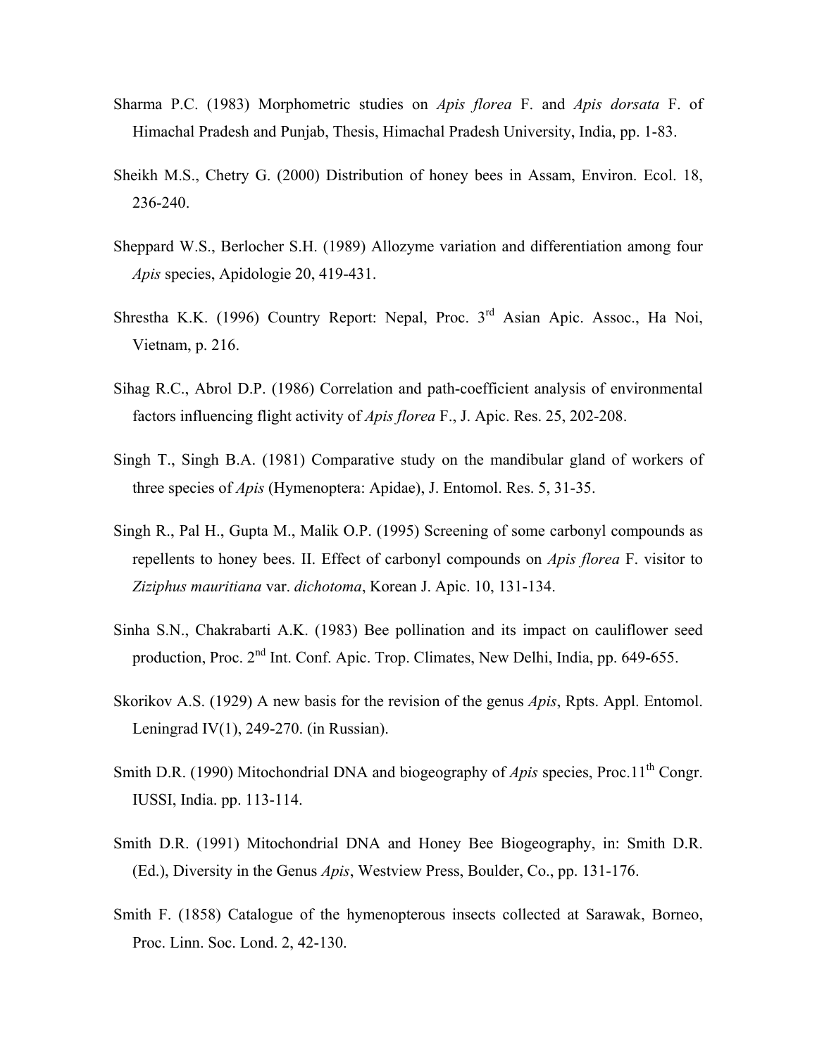Sharma P.C. (1983) Morphometric studies on *Apis florea* F. and *Apis dorsata* F. of Himachal Pradesh and Punjab, Thesis, Himachal Pradesh University, India, pp. 1-83.

Sheikh M.S., Chetry G. (2000) Distribution of honey bees in Assam, Environ. Ecol. 18, 236-240.

Sheppard W.S., Berlocher S.H. (1989) Allozyme variation and differentiation among four *Apis* species, Apidologie 20, 419-431.

Shrestha K.K. (1996) Country Report: Nepal, Proc. 3rd Asian Apic. Assoc., Ha Noi, Vietnam, p. 216.

Sihag R.C., Abrol D.P. (1986) Correlation and path-coefficient analysis of environmental factors influencing flight activity of *Apis florea* F., J. Apic. Res. 25, 202-208.

Singh T., Singh B.A. (1981) Comparative study on the mandibular gland of workers of three species of *Apis* (Hymenoptera: Apidae), J. Entomol. Res. 5, 31-35.

Singh R., Pal H., Gupta M., Malik O.P. (1995) Screening of some carbonyl compounds as repellents to honey bees. II. Effect of carbonyl compounds on *Apis florea* F. visitor to *Ziziphus mauritiana* var. *dichotoma*, Korean J. Apic. 10, 131-134.

Sinha S.N., Chakrabarti A.K. (1983) Bee pollination and its impact on cauliflower seed production, Proc. 2nd Int. Conf. Apic. Trop. Climates, New Delhi, India, pp. 649-655.

Skorikov A.S. (1929) A new basis for the revision of the genus *Apis*, Rpts. Appl. Entomol. Leningrad IV(1), 249-270. (in Russian).

Smith D.R. (1990) Mitochondrial DNA and biogeography of *Apis* species, Proc.11th Congr. IUSSI, India. pp. 113-114.

Smith D.R. (1991) Mitochondrial DNA and Honey Bee Biogeography, in: Smith D.R. (Ed.), Diversity in the Genus *Apis*, Westview Press, Boulder, Co., pp. 131-176.

Smith F. (1858) Catalogue of the hymenopterous insects collected at Sarawak, Borneo, Proc. Linn. Soc. Lond. 2, 42-130.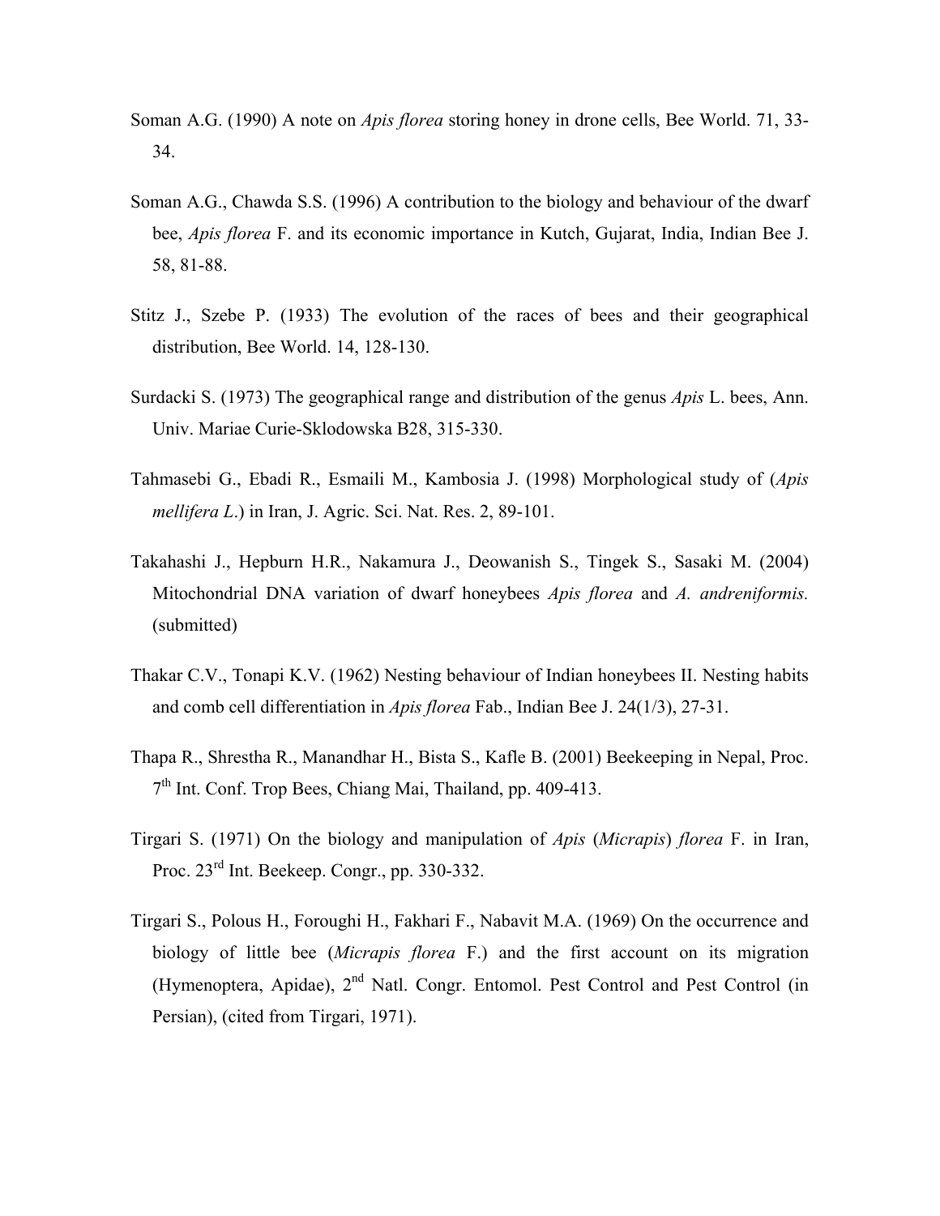Soman A.G. (1990) A note on *Apis florea* storing honey in drone cells, Bee World. 71, 33-34.

Soman A.G., Chawda S.S. (1996) A contribution to the biology and behaviour of the dwarf bee, *Apis florea* F. and its economic importance in Kutch, Gujarat, India, Indian Bee J. 58, 81-88.

Stitz J., Szebe P. (1933) The evolution of the races of bees and their geographical distribution, Bee World. 14, 128-130.

Surdacki S. (1973) The geographical range and distribution of the genus *Apis* L. bees, Ann. Univ. Mariae Curie-Sklodowska B28, 315-330.

Tahmasebi G., Ebadi R., Esmaili M., Kambosia J. (1998) Morphological study of (*Apis mellifera L*.) in Iran, J. Agric. Sci. Nat. Res. 2, 89-101.

Takahashi J., Hepburn H.R., Nakamura J., Deowanish S., Tingek S., Sasaki M. (2004) Mitochondrial DNA variation of dwarf honeybees *Apis florea* and *A. andreniformis.* (submitted)

Thakar C.V., Tonapi K.V. (1962) Nesting behaviour of Indian honeybees II. Nesting habits and comb cell differentiation in *Apis florea* Fab., Indian Bee J. 24(1/3), 27-31.

Thapa R., Shrestha R., Manandhar H., Bista S., Kafle B. (2001) Beekeeping in Nepal, Proc. 7th Int. Conf. Trop Bees, Chiang Mai, Thailand, pp. 409-413.

Tirgari S. (1971) On the biology and manipulation of *Apis* (*Micrapis*) *florea* F. in Iran, Proc. 23rd Int. Beekeep. Congr., pp. 330-332.

Tirgari S., Polous H., Foroughi H., Fakhari F., Nabavit M.A. (1969) On the occurrence and biology of little bee (*Micrapis florea* F.) and the first account on its migration (Hymenoptera, Apidae), 2nd Natl. Congr. Entomol. Pest Control and Pest Control (in Persian), (cited from Tirgari, 1971).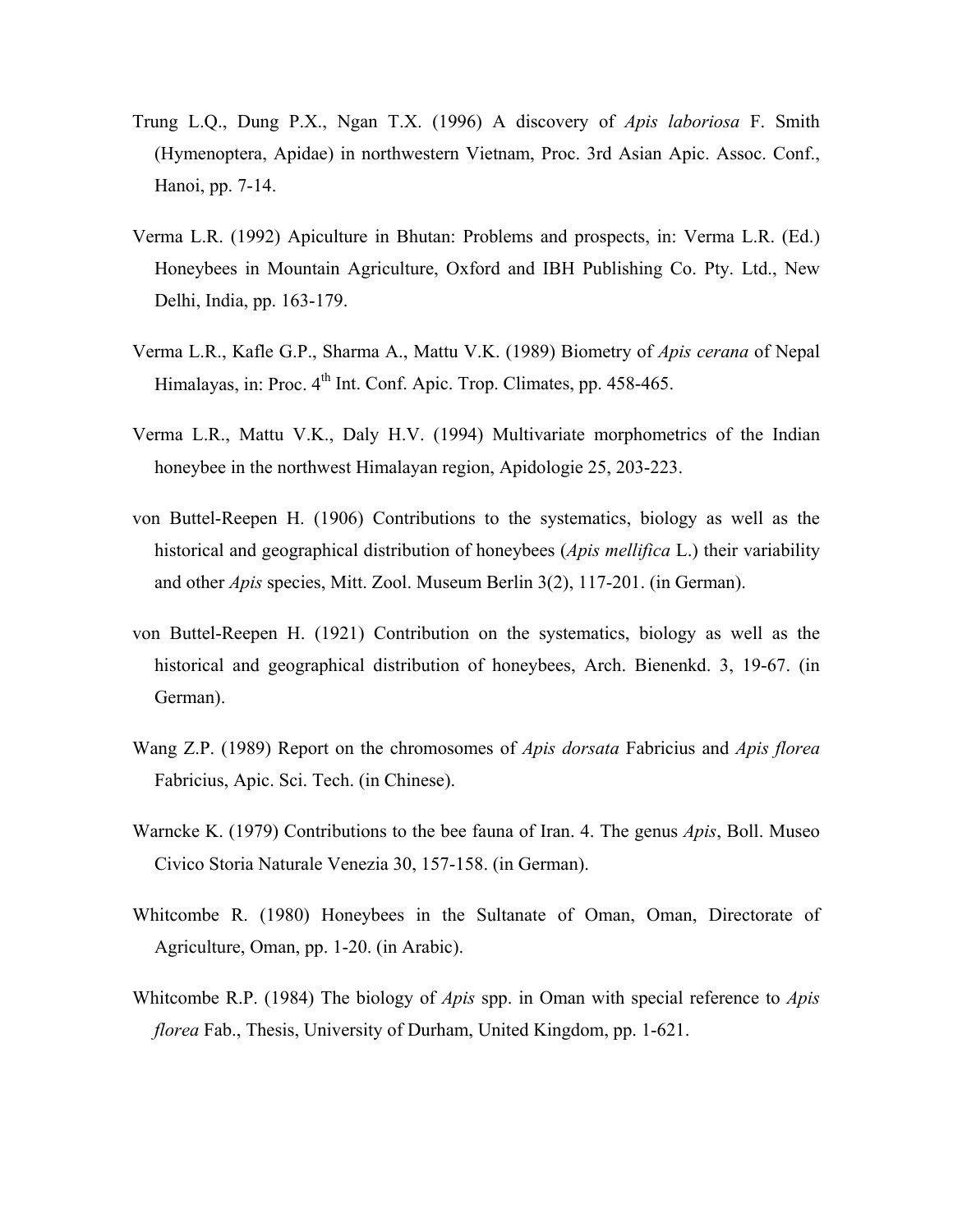Trung L.Q., Dung P.X., Ngan T.X. (1996) A discovery of *Apis laboriosa* F. Smith (Hymenoptera, Apidae) in northwestern Vietnam, Proc. 3rd Asian Apic. Assoc. Conf., Hanoi, pp. 7-14.

Verma L.R. (1992) Apiculture in Bhutan: Problems and prospects, in: Verma L.R. (Ed.) Honeybees in Mountain Agriculture, Oxford and IBH Publishing Co. Pty. Ltd., New Delhi, India, pp. 163-179.

Verma L.R., Kafle G.P., Sharma A., Mattu V.K. (1989) Biometry of *Apis cerana* of Nepal Himalayas, in: Proc. 4th Int. Conf. Apic. Trop. Climates, pp. 458-465.

Verma L.R., Mattu V.K., Daly H.V. (1994) Multivariate morphometrics of the Indian honeybee in the northwest Himalayan region, Apidologie 25, 203-223.

von Buttel-Reepen H. (1906) Contributions to the systematics, biology as well as the historical and geographical distribution of honeybees (*Apis mellifica* L.) their variability and other *Apis* species, Mitt. Zool. Museum Berlin 3(2), 117-201. (in German).

von Buttel-Reepen H. (1921) Contribution on the systematics, biology as well as the historical and geographical distribution of honeybees, Arch. Bienenkd. 3, 19-67. (in German).

Wang Z.P. (1989) Report on the chromosomes of *Apis dorsata* Fabricius and *Apis florea* Fabricius, Apic. Sci. Tech. (in Chinese).

Warncke K. (1979) Contributions to the bee fauna of Iran. 4. The genus *Apis*, Boll. Museo Civico Storia Naturale Venezia 30, 157-158. (in German).

Whitcombe R. (1980) Honeybees in the Sultanate of Oman, Oman, Directorate of Agriculture, Oman, pp. 1-20. (in Arabic).

Whitcombe R.P. (1984) The biology of *Apis* spp. in Oman with special reference to *Apis florea* Fab., Thesis, University of Durham, United Kingdom, pp. 1-621.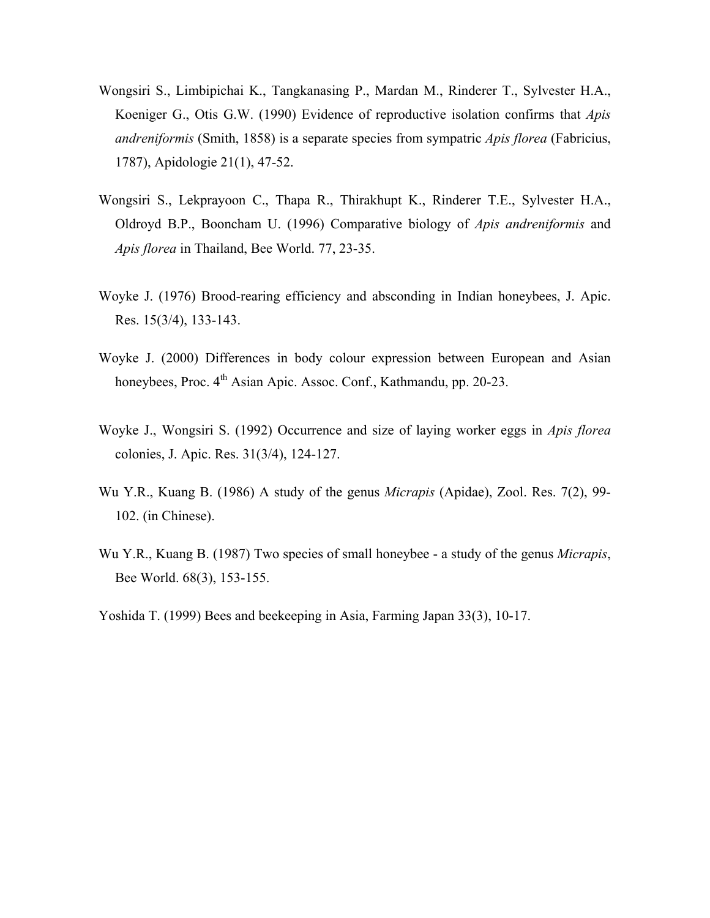Wongsiri S., Limbipichai K., Tangkanasing P., Mardan M., Rinderer T., Sylvester H.A., Koeniger G., Otis G.W. (1990) Evidence of reproductive isolation confirms that *Apis andreniformis* (Smith, 1858) is a separate species from sympatric *Apis florea* (Fabricius, 1787), Apidologie 21(1), 47-52.

Wongsiri S., Lekprayoon C., Thapa R., Thirakhupt K., Rinderer T.E., Sylvester H.A., Oldroyd B.P., Booncham U. (1996) Comparative biology of *Apis andreniformis* and *Apis florea* in Thailand, Bee World. 77, 23-35.

Woyke J. (1976) Brood-rearing efficiency and absconding in Indian honeybees, J. Apic. Res. 15(3/4), 133-143.

Woyke J. (2000) Differences in body colour expression between European and Asian honeybees, Proc. 4th Asian Apic. Assoc. Conf., Kathmandu, pp. 20-23.

Woyke J., Wongsiri S. (1992) Occurrence and size of laying worker eggs in *Apis florea* colonies, J. Apic. Res. 31(3/4), 124-127.

Wu Y.R., Kuang B. (1986) A study of the genus *Micrapis* (Apidae), Zool. Res. 7(2), 99-102. (in Chinese).

Wu Y.R., Kuang B. (1987) Two species of small honeybee - a study of the genus *Micrapis*, Bee World. 68(3), 153-155.

Yoshida T. (1999) Bees and beekeeping in Asia, Farming Japan 33(3), 10-17.